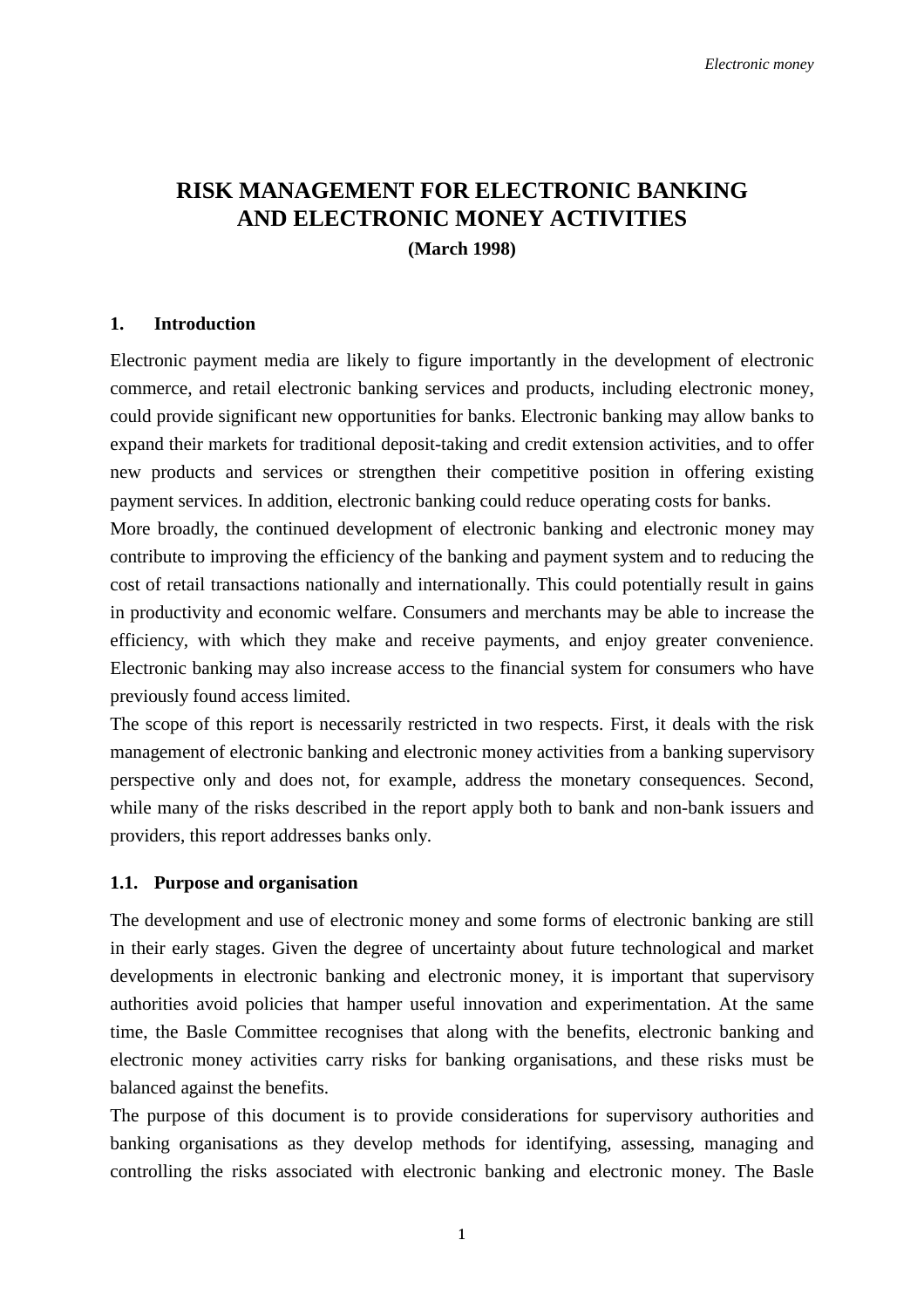# RISK MANAGEMENT FOR ELECTRONIC BANKING AND ELECTRONIC MONEY ACTIVITIES

**(March 1998)**

## 1. Introduction

Electronic payment media are likely to figure importantly in the development of electronic commerce, and retail electronic banking services and products, including electronic money, could provide significant new opportunities for banks. Electronic banking may allow banks to expand their markets for traditional deposit-taking and credit extension activities, and to offer new products and services or strengthen their competitive position in offering existing payment services. In addition, electronic banking could reduce operating costs for banks.

More broadly, the continued development of electronic banking and electronic money may contribute to improving the efficiency of the banking and payment system and to reducing the cost of retail transactions nationally and internationally. This could potentially result in gains in productivity and economic welfare. Consumers and merchants may be able to increase the efficiency, with which they make and receive payments, and enjoy greater convenience. Electronic banking may also increase access to the financial system for consumers who have previously found access limited.

The scope of this report is necessarily restricted in two respects. First, it deals with the risk management of electronic banking and electronic money activities from a banking supervisory perspective only and does not, for example, address the monetary consequences. Second, while many of the risks described in the report apply both to bank and non-bank issuers and providers, this report addresses banks only.

### 1.1. Purpose and organisation

The development and use of electronic money and some forms of electronic banking are still in their early stages. Given the degree of uncertainty about future technological and market developments in electronic banking and electronic money, it is important that supervisory authorities avoid policies that hamper useful innovation and experimentation. At the same time, the Basle Committee recognises that along with the benefits, electronic banking and electronic money activities carry risks for banking organisations, and these risks must be balanced against the benefits.

The purpose of this document is to provide considerations for supervisory authorities and banking organisations as they develop methods for identifying, assessing, managing and controlling the risks associated with electronic banking and electronic money. The Basle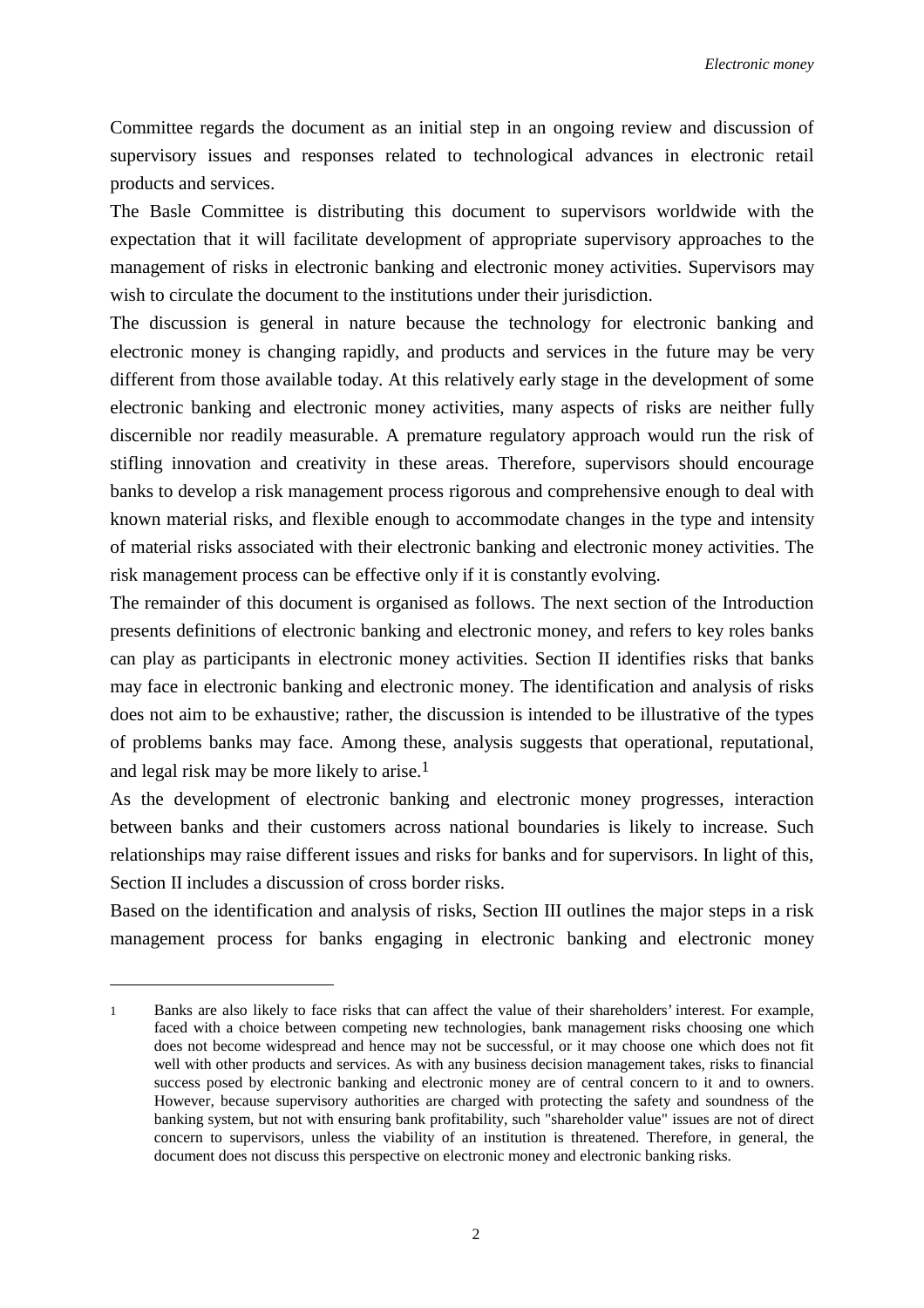Committee regards the document as an initial step in an ongoing review and discussion of supervisory issues and responses related to technological advances in electronic retail products and services.

The Basle Committee is distributing this document to supervisors worldwide with the expectation that it will facilitate development of appropriate supervisory approaches to the management of risks in electronic banking and electronic money activities. Supervisors may wish to circulate the document to the institutions under their jurisdiction.

The discussion is general in nature because the technology for electronic banking and electronic money is changing rapidly, and products and services in the future may be very different from those available today. At this relatively early stage in the development of some electronic banking and electronic money activities, many aspects of risks are neither fully discernible nor readily measurable. A premature regulatory approach would run the risk of stifling innovation and creativity in these areas. Therefore, supervisors should encourage banks to develop a risk management process rigorous and comprehensive enough to deal with known material risks, and flexible enough to accommodate changes in the type and intensity of material risks associated with their electronic banking and electronic money activities. The risk management process can be effective only if it is constantly evolving.

The remainder of this document is organised as follows. The next section of the Introduction presents definitions of electronic banking and electronic money, and refers to key roles banks can play as participants in electronic money activities. Section II identifies risks that banks may face in electronic banking and electronic money. The identification and analysis of risks does not aim to be exhaustive; rather, the discussion is intended to be illustrative of the types of problems banks may face. Among these, analysis suggests that operational, reputational, and legal risk may be more likely to arise.[1]

As the development of electronic banking and electronic money progresses, interaction between banks and their customers across national boundaries is likely to increase. Such relationships may raise different issues and risks for banks and for supervisors. In light of this, Section II includes a discussion of cross border risks.

Based on the identification and analysis of risks, Section III outlines the major steps in a risk management process for banks engaging in electronic banking and electronic money

---

[1] Banks are also likely to face risks that can affect the value of their shareholders' interest. For example, faced with a choice between competing new technologies, bank management risks choosing one which does not become widespread and hence may not be successful, or it may choose one which does not fit well with other products and services. As with any business decision management takes, risks to financial success posed by electronic banking and electronic money are of central concern to it and to owners. However, because supervisory authorities are charged with protecting the safety and soundness of the banking system, but not with ensuring bank profitability, such "shareholder value" issues are not of direct concern to supervisors, unless the viability of an institution is threatened. Therefore, in general, the document does not discuss this perspective on electronic money and electronic banking risks.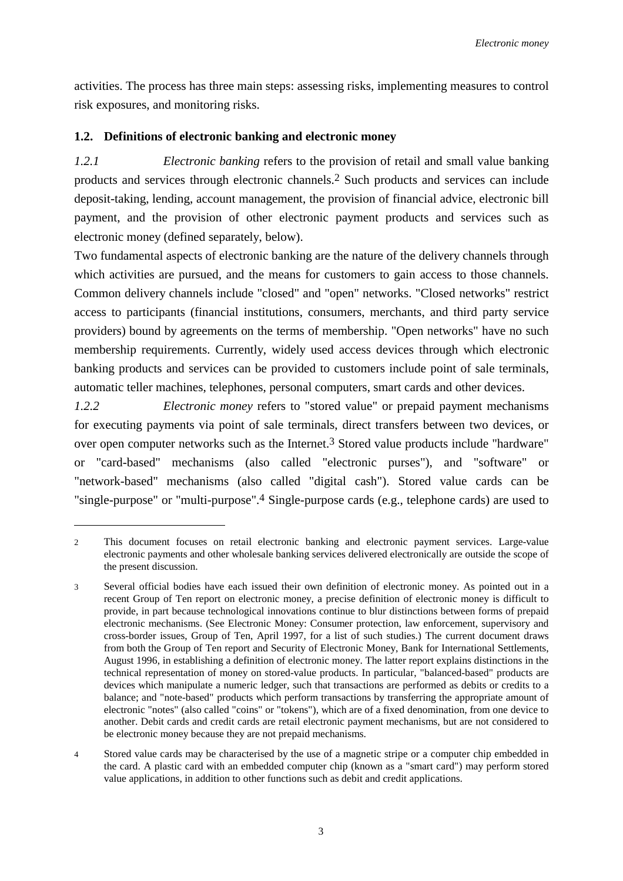activities. The process has three main steps: assessing risks, implementing measures to control risk exposures, and monitoring risks.

### 1.2. Definitions of electronic banking and electronic money

*1.2.1* *Electronic banking* refers to the provision of retail and small value banking products and services through electronic channels.[2] Such products and services can include deposit-taking, lending, account management, the provision of financial advice, electronic bill payment, and the provision of other electronic payment products and services such as electronic money (defined separately, below).

Two fundamental aspects of electronic banking are the nature of the delivery channels through which activities are pursued, and the means for customers to gain access to those channels. Common delivery channels include "closed" and "open" networks. "Closed networks" restrict access to participants (financial institutions, consumers, merchants, and third party service providers) bound by agreements on the terms of membership. "Open networks" have no such membership requirements. Currently, widely used access devices through which electronic banking products and services can be provided to customers include point of sale terminals, automatic teller machines, telephones, personal computers, smart cards and other devices.

*1.2.2* *Electronic money* refers to "stored value" or prepaid payment mechanisms for executing payments via point of sale terminals, direct transfers between two devices, or over open computer networks such as the Internet.[3] Stored value products include "hardware" or "card-based" mechanisms (also called "electronic purses"), and "software" or "network-based" mechanisms (also called "digital cash"). Stored value cards can be "single-purpose" or "multi-purpose".[4] Single-purpose cards (e.g., telephone cards) are used to

---

2 This document focuses on retail electronic banking and electronic payment services. Large-value electronic payments and other wholesale banking services delivered electronically are outside the scope of the present discussion.

3 Several official bodies have each issued their own definition of electronic money. As pointed out in a recent Group of Ten report on electronic money, a precise definition of electronic money is difficult to provide, in part because technological innovations continue to blur distinctions between forms of prepaid electronic mechanisms. (See Electronic Money: Consumer protection, law enforcement, supervisory and cross-border issues, Group of Ten, April 1997, for a list of such studies.) The current document draws from both the Group of Ten report and Security of Electronic Money, Bank for International Settlements, August 1996, in establishing a definition of electronic money. The latter report explains distinctions in the technical representation of money on stored-value products. In particular, "balanced-based" products are devices which manipulate a numeric ledger, such that transactions are performed as debits or credits to a balance; and "note-based" products which perform transactions by transferring the appropriate amount of electronic "notes" (also called "coins" or "tokens"), which are of a fixed denomination, from one device to another. Debit cards and credit cards are retail electronic payment mechanisms, but are not considered to be electronic money because they are not prepaid mechanisms.

4 Stored value cards may be characterised by the use of a magnetic stripe or a computer chip embedded in the card. A plastic card with an embedded computer chip (known as a "smart card") may perform stored value applications, in addition to other functions such as debit and credit applications.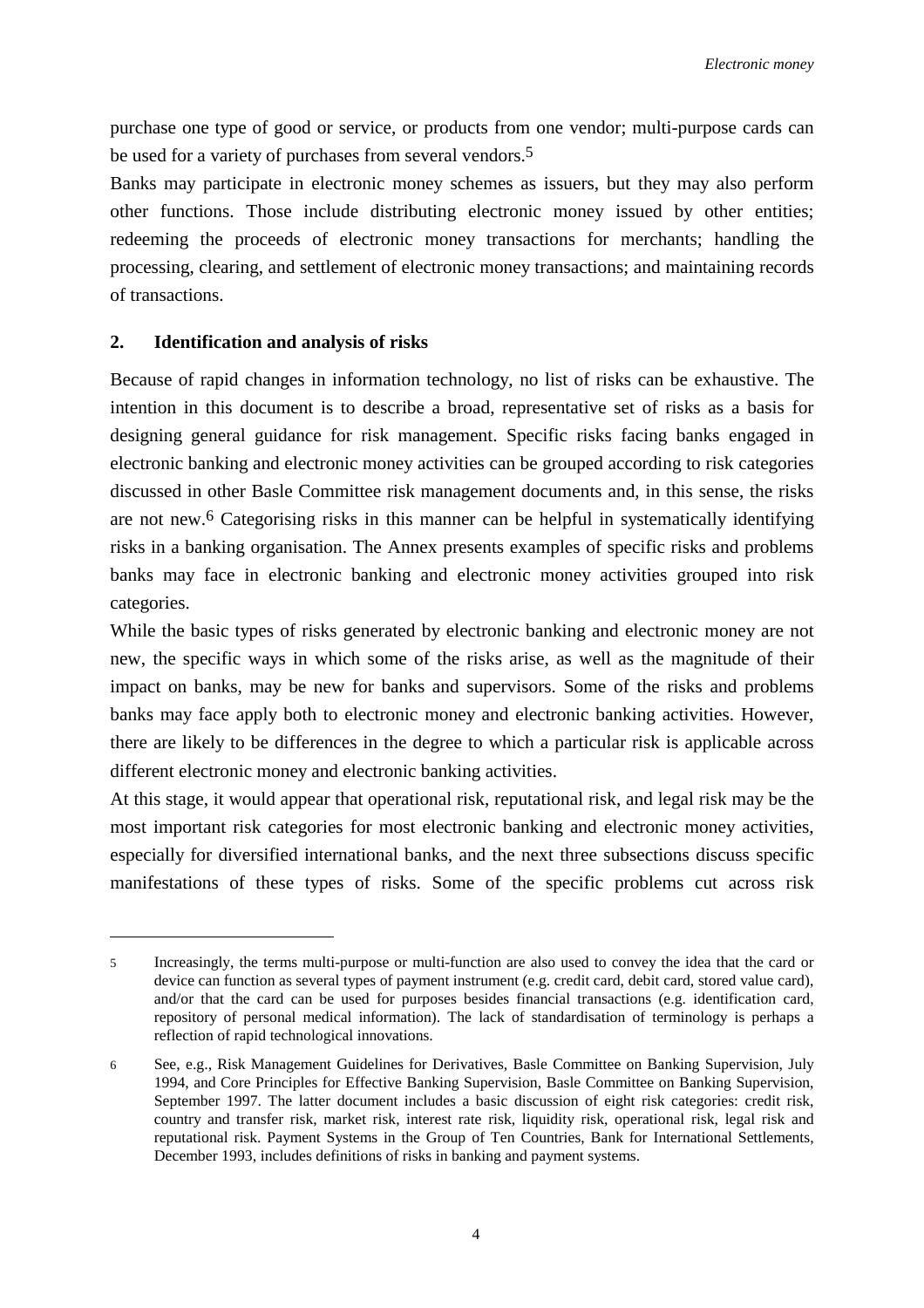purchase one type of good or service, or products from one vendor; multi-purpose cards can be used for a variety of purchases from several vendors.[5]

Banks may participate in electronic money schemes as issuers, but they may also perform other functions. Those include distributing electronic money issued by other entities; redeeming the proceeds of electronic money transactions for merchants; handling the processing, clearing, and settlement of electronic money transactions; and maintaining records of transactions.

## 2. Identification and analysis of risks

Because of rapid changes in information technology, no list of risks can be exhaustive. The intention in this document is to describe a broad, representative set of risks as a basis for designing general guidance for risk management. Specific risks facing banks engaged in electronic banking and electronic money activities can be grouped according to risk categories discussed in other Basle Committee risk management documents and, in this sense, the risks are not new.[6] Categorising risks in this manner can be helpful in systematically identifying risks in a banking organisation. The Annex presents examples of specific risks and problems banks may face in electronic banking and electronic money activities grouped into risk categories.

While the basic types of risks generated by electronic banking and electronic money are not new, the specific ways in which some of the risks arise, as well as the magnitude of their impact on banks, may be new for banks and supervisors. Some of the risks and problems banks may face apply both to electronic money and electronic banking activities. However, there are likely to be differences in the degree to which a particular risk is applicable across different electronic money and electronic banking activities.

At this stage, it would appear that operational risk, reputational risk, and legal risk may be the most important risk categories for most electronic banking and electronic money activities, especially for diversified international banks, and the next three subsections discuss specific manifestations of these types of risks. Some of the specific problems cut across risk

---

5 Increasingly, the terms multi-purpose or multi-function are also used to convey the idea that the card or device can function as several types of payment instrument (e.g. credit card, debit card, stored value card), and/or that the card can be used for purposes besides financial transactions (e.g. identification card, repository of personal medical information). The lack of standardisation of terminology is perhaps a reflection of rapid technological innovations.

6 See, e.g., Risk Management Guidelines for Derivatives, Basle Committee on Banking Supervision, July 1994, and Core Principles for Effective Banking Supervision, Basle Committee on Banking Supervision, September 1997. The latter document includes a basic discussion of eight risk categories: credit risk, country and transfer risk, market risk, interest rate risk, liquidity risk, operational risk, legal risk and reputational risk. Payment Systems in the Group of Ten Countries, Bank for International Settlements, December 1993, includes definitions of risks in banking and payment systems.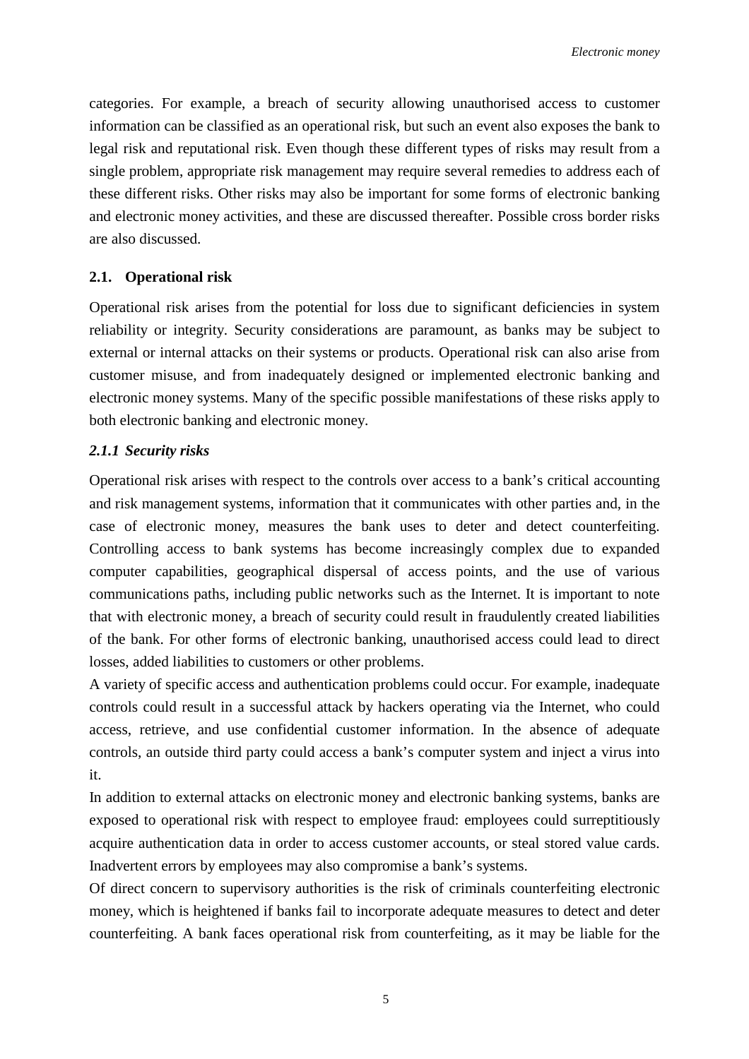categories. For example, a breach of security allowing unauthorised access to customer information can be classified as an operational risk, but such an event also exposes the bank to legal risk and reputational risk. Even though these different types of risks may result from a single problem, appropriate risk management may require several remedies to address each of these different risks. Other risks may also be important for some forms of electronic banking and electronic money activities, and these are discussed thereafter. Possible cross border risks are also discussed.

## 2.1. Operational risk

Operational risk arises from the potential for loss due to significant deficiencies in system reliability or integrity. Security considerations are paramount, as banks may be subject to external or internal attacks on their systems or products. Operational risk can also arise from customer misuse, and from inadequately designed or implemented electronic banking and electronic money systems. Many of the specific possible manifestations of these risks apply to both electronic banking and electronic money.

### *2.1.1 Security risks*

Operational risk arises with respect to the controls over access to a bank's critical accounting and risk management systems, information that it communicates with other parties and, in the case of electronic money, measures the bank uses to deter and detect counterfeiting. Controlling access to bank systems has become increasingly complex due to expanded computer capabilities, geographical dispersal of access points, and the use of various communications paths, including public networks such as the Internet. It is important to note that with electronic money, a breach of security could result in fraudulently created liabilities of the bank. For other forms of electronic banking, unauthorised access could lead to direct losses, added liabilities to customers or other problems.

A variety of specific access and authentication problems could occur. For example, inadequate controls could result in a successful attack by hackers operating via the Internet, who could access, retrieve, and use confidential customer information. In the absence of adequate controls, an outside third party could access a bank's computer system and inject a virus into it.

In addition to external attacks on electronic money and electronic banking systems, banks are exposed to operational risk with respect to employee fraud: employees could surreptitiously acquire authentication data in order to access customer accounts, or steal stored value cards. Inadvertent errors by employees may also compromise a bank's systems.

Of direct concern to supervisory authorities is the risk of criminals counterfeiting electronic money, which is heightened if banks fail to incorporate adequate measures to detect and deter counterfeiting. A bank faces operational risk from counterfeiting, as it may be liable for the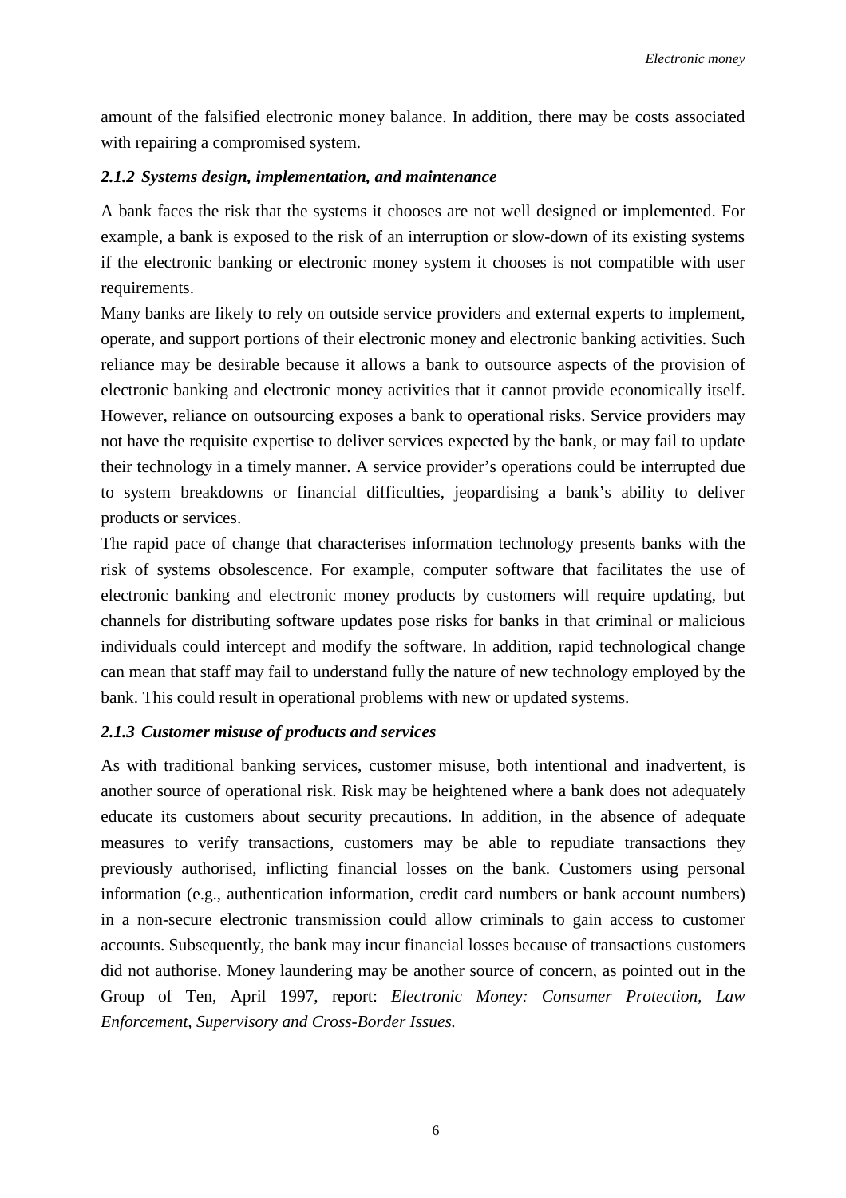amount of the falsified electronic money balance. In addition, there may be costs associated with repairing a compromised system.

### *2.1.2 Systems design, implementation, and maintenance*

A bank faces the risk that the systems it chooses are not well designed or implemented. For example, a bank is exposed to the risk of an interruption or slow-down of its existing systems if the electronic banking or electronic money system it chooses is not compatible with user requirements.

Many banks are likely to rely on outside service providers and external experts to implement, operate, and support portions of their electronic money and electronic banking activities. Such reliance may be desirable because it allows a bank to outsource aspects of the provision of electronic banking and electronic money activities that it cannot provide economically itself. However, reliance on outsourcing exposes a bank to operational risks. Service providers may not have the requisite expertise to deliver services expected by the bank, or may fail to update their technology in a timely manner. A service provider's operations could be interrupted due to system breakdowns or financial difficulties, jeopardising a bank's ability to deliver products or services.

The rapid pace of change that characterises information technology presents banks with the risk of systems obsolescence. For example, computer software that facilitates the use of electronic banking and electronic money products by customers will require updating, but channels for distributing software updates pose risks for banks in that criminal or malicious individuals could intercept and modify the software. In addition, rapid technological change can mean that staff may fail to understand fully the nature of new technology employed by the bank. This could result in operational problems with new or updated systems.

### *2.1.3 Customer misuse of products and services*

As with traditional banking services, customer misuse, both intentional and inadvertent, is another source of operational risk. Risk may be heightened where a bank does not adequately educate its customers about security precautions. In addition, in the absence of adequate measures to verify transactions, customers may be able to repudiate transactions they previously authorised, inflicting financial losses on the bank. Customers using personal information (e.g., authentication information, credit card numbers or bank account numbers) in a non-secure electronic transmission could allow criminals to gain access to customer accounts. Subsequently, the bank may incur financial losses because of transactions customers did not authorise. Money laundering may be another source of concern, as pointed out in the Group of Ten, April 1997, report: *Electronic Money: Consumer Protection, Law Enforcement, Supervisory and Cross-Border Issues.*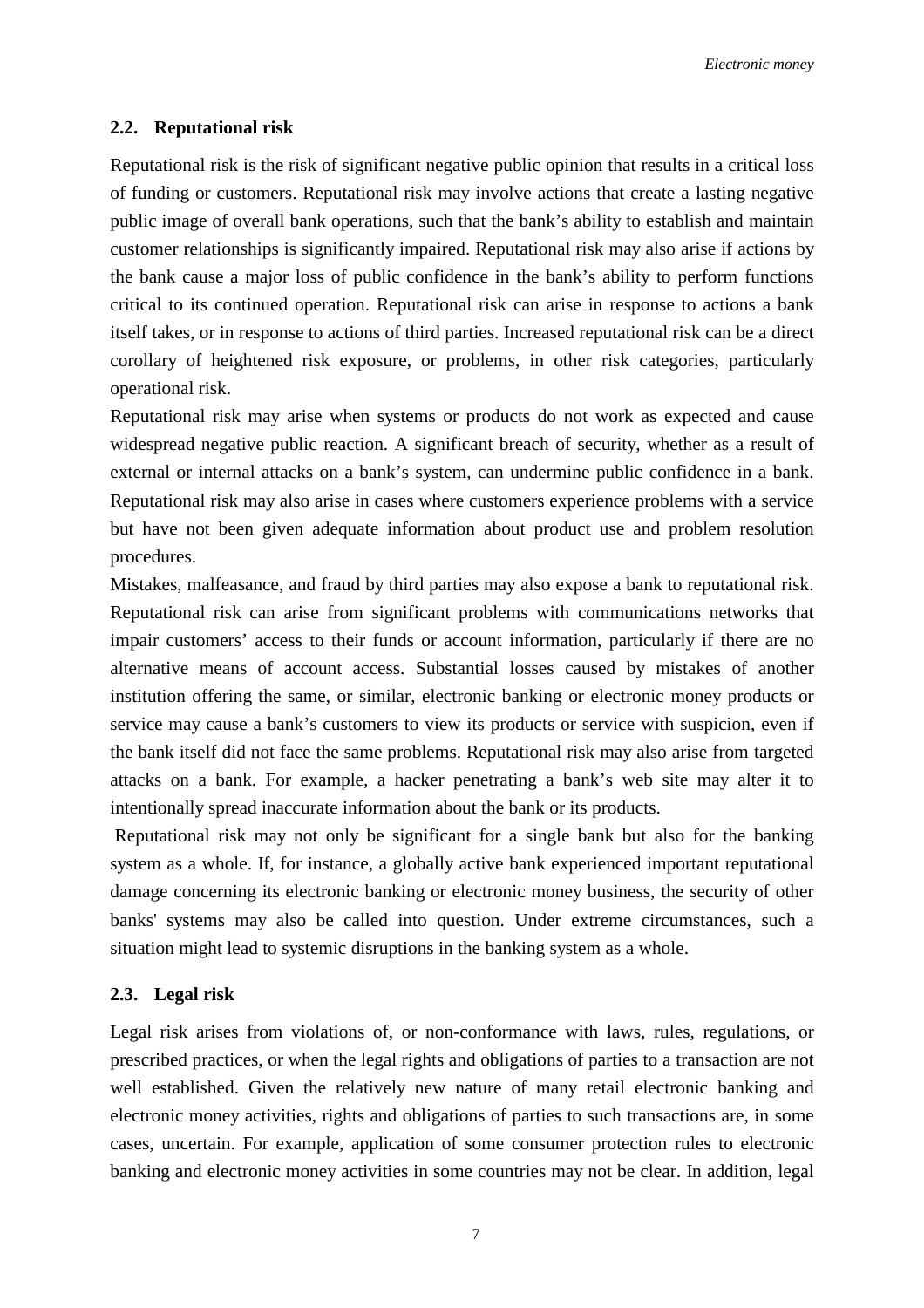### 2.2. Reputational risk

Reputational risk is the risk of significant negative public opinion that results in a critical loss of funding or customers. Reputational risk may involve actions that create a lasting negative public image of overall bank operations, such that the bank's ability to establish and maintain customer relationships is significantly impaired. Reputational risk may also arise if actions by the bank cause a major loss of public confidence in the bank's ability to perform functions critical to its continued operation. Reputational risk can arise in response to actions a bank itself takes, or in response to actions of third parties. Increased reputational risk can be a direct corollary of heightened risk exposure, or problems, in other risk categories, particularly operational risk.

Reputational risk may arise when systems or products do not work as expected and cause widespread negative public reaction. A significant breach of security, whether as a result of external or internal attacks on a bank's system, can undermine public confidence in a bank. Reputational risk may also arise in cases where customers experience problems with a service but have not been given adequate information about product use and problem resolution procedures.

Mistakes, malfeasance, and fraud by third parties may also expose a bank to reputational risk. Reputational risk can arise from significant problems with communications networks that impair customers' access to their funds or account information, particularly if there are no alternative means of account access. Substantial losses caused by mistakes of another institution offering the same, or similar, electronic banking or electronic money products or service may cause a bank's customers to view its products or service with suspicion, even if the bank itself did not face the same problems. Reputational risk may also arise from targeted attacks on a bank. For example, a hacker penetrating a bank's web site may alter it to intentionally spread inaccurate information about the bank or its products.

Reputational risk may not only be significant for a single bank but also for the banking system as a whole. If, for instance, a globally active bank experienced important reputational damage concerning its electronic banking or electronic money business, the security of other banks' systems may also be called into question. Under extreme circumstances, such a situation might lead to systemic disruptions in the banking system as a whole.

### 2.3. Legal risk

Legal risk arises from violations of, or non-conformance with laws, rules, regulations, or prescribed practices, or when the legal rights and obligations of parties to a transaction are not well established. Given the relatively new nature of many retail electronic banking and electronic money activities, rights and obligations of parties to such transactions are, in some cases, uncertain. For example, application of some consumer protection rules to electronic banking and electronic money activities in some countries may not be clear. In addition, legal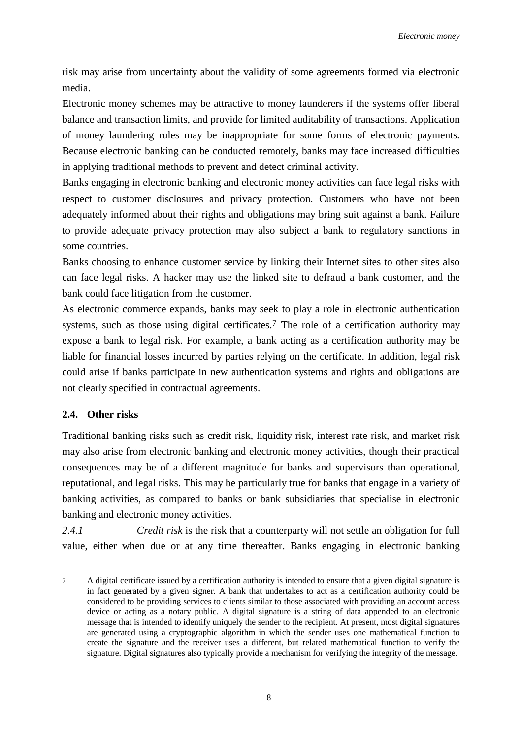risk may arise from uncertainty about the validity of some agreements formed via electronic media.

Electronic money schemes may be attractive to money launderers if the systems offer liberal balance and transaction limits, and provide for limited auditability of transactions. Application of money laundering rules may be inappropriate for some forms of electronic payments. Because electronic banking can be conducted remotely, banks may face increased difficulties in applying traditional methods to prevent and detect criminal activity.

Banks engaging in electronic banking and electronic money activities can face legal risks with respect to customer disclosures and privacy protection. Customers who have not been adequately informed about their rights and obligations may bring suit against a bank. Failure to provide adequate privacy protection may also subject a bank to regulatory sanctions in some countries.

Banks choosing to enhance customer service by linking their Internet sites to other sites also can face legal risks. A hacker may use the linked site to defraud a bank customer, and the bank could face litigation from the customer.

As electronic commerce expands, banks may seek to play a role in electronic authentication systems, such as those using digital certificates.[7] The role of a certification authority may expose a bank to legal risk. For example, a bank acting as a certification authority may be liable for financial losses incurred by parties relying on the certificate. In addition, legal risk could arise if banks participate in new authentication systems and rights and obligations are not clearly specified in contractual agreements.

### 2.4. Other risks

Traditional banking risks such as credit risk, liquidity risk, interest rate risk, and market risk may also arise from electronic banking and electronic money activities, though their practical consequences may be of a different magnitude for banks and supervisors than operational, reputational, and legal risks. This may be particularly true for banks that engage in a variety of banking activities, as compared to banks or bank subsidiaries that specialise in electronic banking and electronic money activities.

*2.4.1* *Credit risk* is the risk that a counterparty will not settle an obligation for full value, either when due or at any time thereafter. Banks engaging in electronic banking

---

[7] A digital certificate issued by a certification authority is intended to ensure that a given digital signature is in fact generated by a given signer. A bank that undertakes to act as a certification authority could be considered to be providing services to clients similar to those associated with providing an account access device or acting as a notary public. A digital signature is a string of data appended to an electronic message that is intended to identify uniquely the sender to the recipient. At present, most digital signatures are generated using a cryptographic algorithm in which the sender uses one mathematical function to create the signature and the receiver uses a different, but related mathematical function to verify the signature. Digital signatures also typically provide a mechanism for verifying the integrity of the message.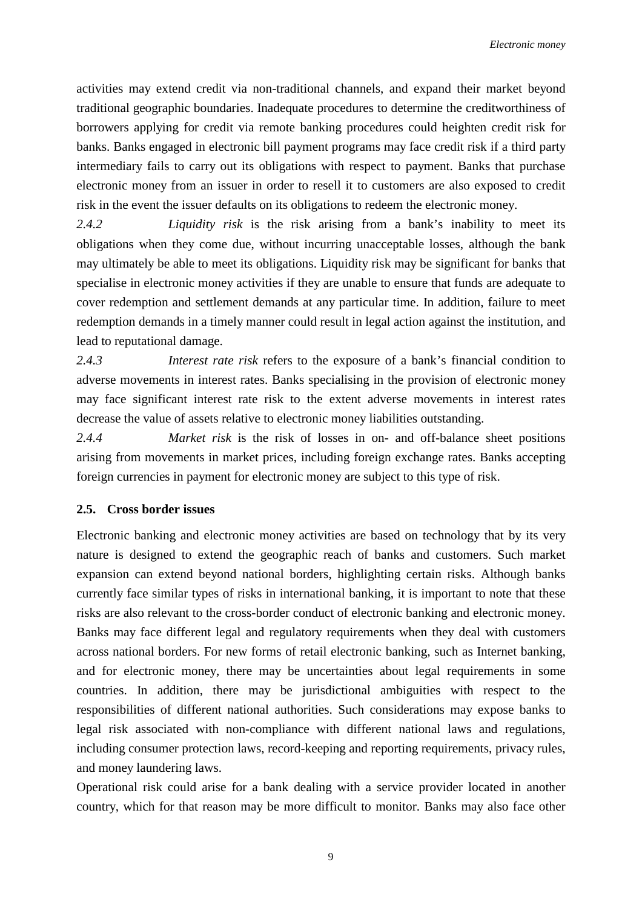activities may extend credit via non-traditional channels, and expand their market beyond traditional geographic boundaries. Inadequate procedures to determine the creditworthiness of borrowers applying for credit via remote banking procedures could heighten credit risk for banks. Banks engaged in electronic bill payment programs may face credit risk if a third party intermediary fails to carry out its obligations with respect to payment. Banks that purchase electronic money from an issuer in order to resell it to customers are also exposed to credit risk in the event the issuer defaults on its obligations to redeem the electronic money.

*2.4.2* *Liquidity risk* is the risk arising from a bank's inability to meet its obligations when they come due, without incurring unacceptable losses, although the bank may ultimately be able to meet its obligations. Liquidity risk may be significant for banks that specialise in electronic money activities if they are unable to ensure that funds are adequate to cover redemption and settlement demands at any particular time. In addition, failure to meet redemption demands in a timely manner could result in legal action against the institution, and lead to reputational damage.

*2.4.3* *Interest rate risk* refers to the exposure of a bank's financial condition to adverse movements in interest rates. Banks specialising in the provision of electronic money may face significant interest rate risk to the extent adverse movements in interest rates decrease the value of assets relative to electronic money liabilities outstanding.

*2.4.4* *Market risk* is the risk of losses in on- and off-balance sheet positions arising from movements in market prices, including foreign exchange rates. Banks accepting foreign currencies in payment for electronic money are subject to this type of risk.

## 2.5. Cross border issues

Electronic banking and electronic money activities are based on technology that by its very nature is designed to extend the geographic reach of banks and customers. Such market expansion can extend beyond national borders, highlighting certain risks. Although banks currently face similar types of risks in international banking, it is important to note that these risks are also relevant to the cross-border conduct of electronic banking and electronic money. Banks may face different legal and regulatory requirements when they deal with customers across national borders. For new forms of retail electronic banking, such as Internet banking, and for electronic money, there may be uncertainties about legal requirements in some countries. In addition, there may be jurisdictional ambiguities with respect to the responsibilities of different national authorities. Such considerations may expose banks to legal risk associated with non-compliance with different national laws and regulations, including consumer protection laws, record-keeping and reporting requirements, privacy rules, and money laundering laws.

Operational risk could arise for a bank dealing with a service provider located in another country, which for that reason may be more difficult to monitor. Banks may also face other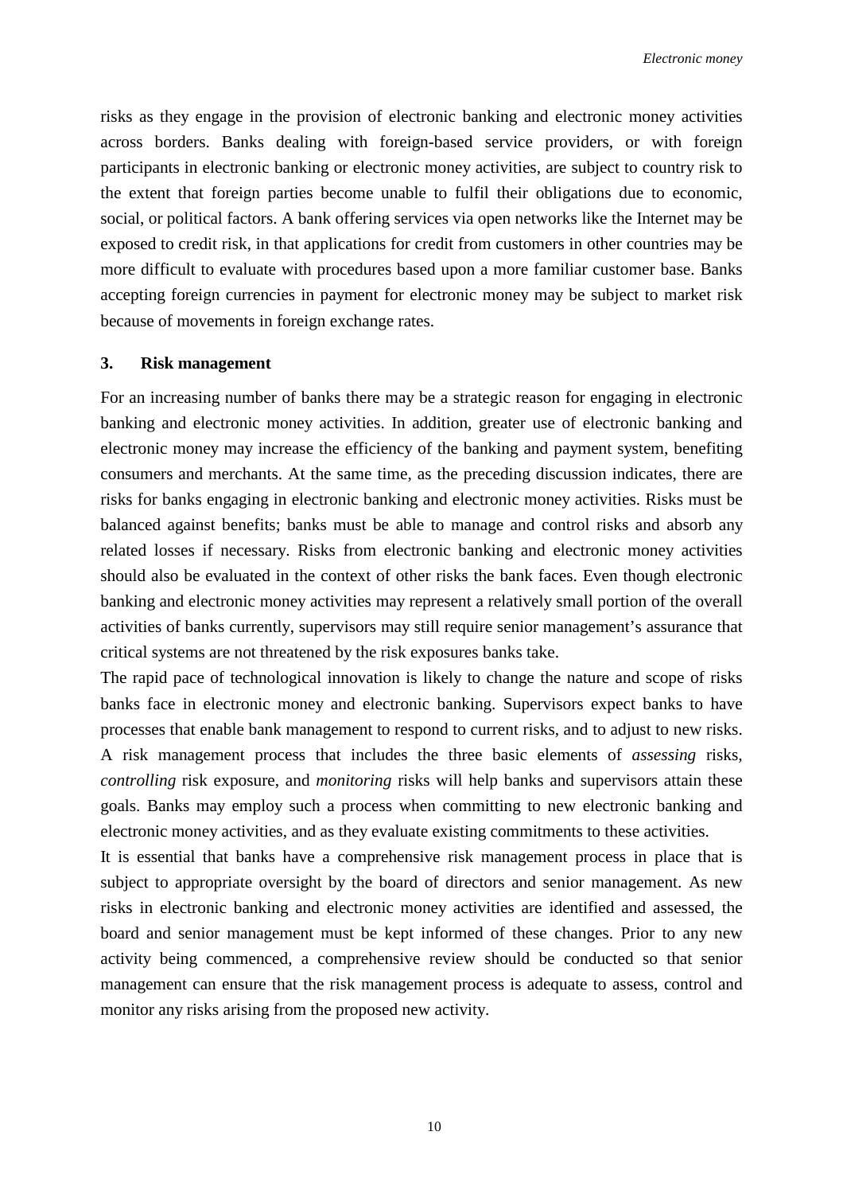risks as they engage in the provision of electronic banking and electronic money activities across borders. Banks dealing with foreign-based service providers, or with foreign participants in electronic banking or electronic money activities, are subject to country risk to the extent that foreign parties become unable to fulfil their obligations due to economic, social, or political factors. A bank offering services via open networks like the Internet may be exposed to credit risk, in that applications for credit from customers in other countries may be more difficult to evaluate with procedures based upon a more familiar customer base. Banks accepting foreign currencies in payment for electronic money may be subject to market risk because of movements in foreign exchange rates.

### 3. Risk management

For an increasing number of banks there may be a strategic reason for engaging in electronic banking and electronic money activities. In addition, greater use of electronic banking and electronic money may increase the efficiency of the banking and payment system, benefiting consumers and merchants. At the same time, as the preceding discussion indicates, there are risks for banks engaging in electronic banking and electronic money activities. Risks must be balanced against benefits; banks must be able to manage and control risks and absorb any related losses if necessary. Risks from electronic banking and electronic money activities should also be evaluated in the context of other risks the bank faces. Even though electronic banking and electronic money activities may represent a relatively small portion of the overall activities of banks currently, supervisors may still require senior management's assurance that critical systems are not threatened by the risk exposures banks take.

The rapid pace of technological innovation is likely to change the nature and scope of risks banks face in electronic money and electronic banking. Supervisors expect banks to have processes that enable bank management to respond to current risks, and to adjust to new risks. A risk management process that includes the three basic elements of *assessing* risks, *controlling* risk exposure, and *monitoring* risks will help banks and supervisors attain these goals. Banks may employ such a process when committing to new electronic banking and electronic money activities, and as they evaluate existing commitments to these activities.

It is essential that banks have a comprehensive risk management process in place that is subject to appropriate oversight by the board of directors and senior management. As new risks in electronic banking and electronic money activities are identified and assessed, the board and senior management must be kept informed of these changes. Prior to any new activity being commenced, a comprehensive review should be conducted so that senior management can ensure that the risk management process is adequate to assess, control and monitor any risks arising from the proposed new activity.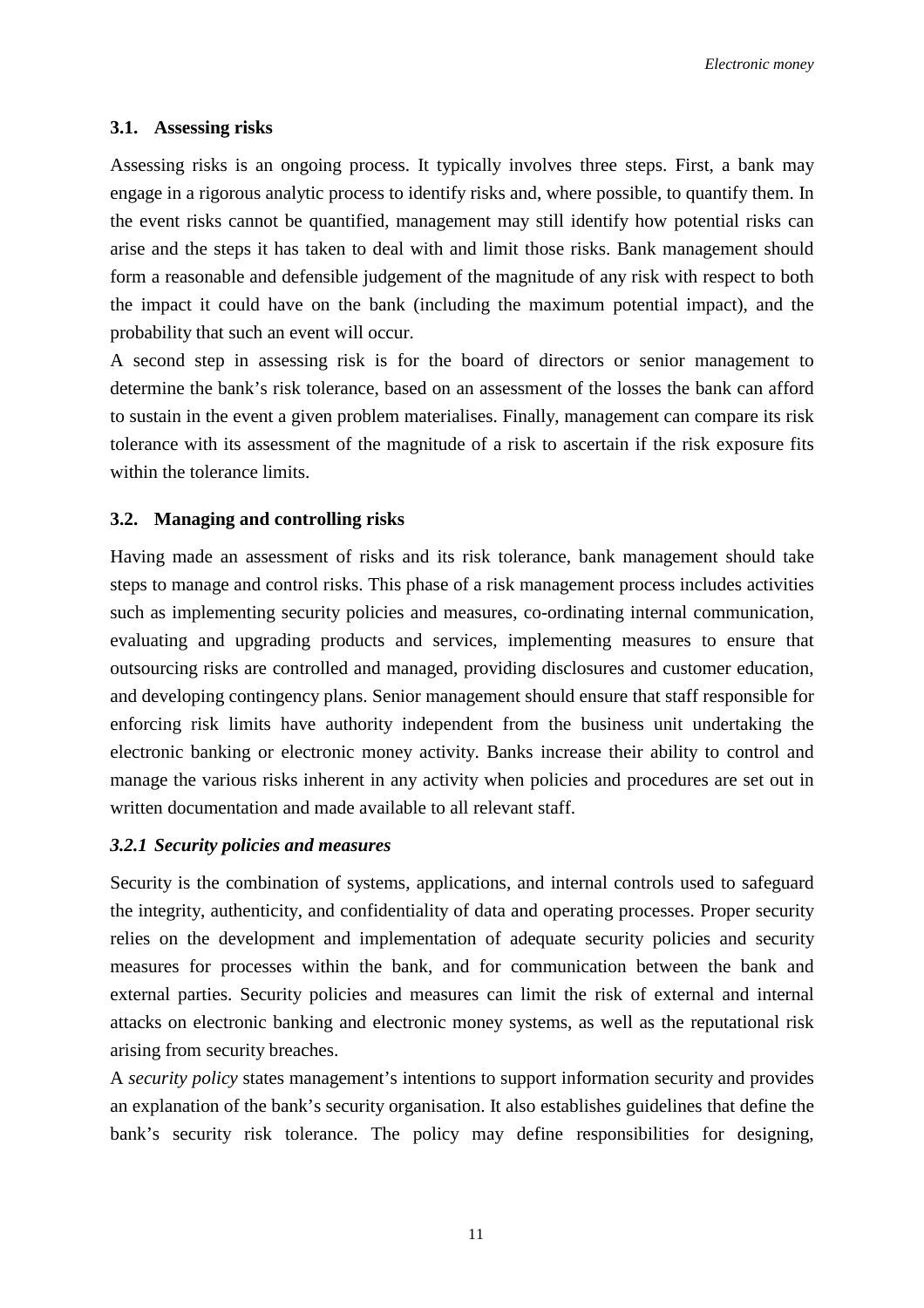### 3.1. Assessing risks

Assessing risks is an ongoing process. It typically involves three steps. First, a bank may engage in a rigorous analytic process to identify risks and, where possible, to quantify them. In the event risks cannot be quantified, management may still identify how potential risks can arise and the steps it has taken to deal with and limit those risks. Bank management should form a reasonable and defensible judgement of the magnitude of any risk with respect to both the impact it could have on the bank (including the maximum potential impact), and the probability that such an event will occur.

A second step in assessing risk is for the board of directors or senior management to determine the bank's risk tolerance, based on an assessment of the losses the bank can afford to sustain in the event a given problem materialises. Finally, management can compare its risk tolerance with its assessment of the magnitude of a risk to ascertain if the risk exposure fits within the tolerance limits.

### 3.2. Managing and controlling risks

Having made an assessment of risks and its risk tolerance, bank management should take steps to manage and control risks. This phase of a risk management process includes activities such as implementing security policies and measures, co-ordinating internal communication, evaluating and upgrading products and services, implementing measures to ensure that outsourcing risks are controlled and managed, providing disclosures and customer education, and developing contingency plans. Senior management should ensure that staff responsible for enforcing risk limits have authority independent from the business unit undertaking the electronic banking or electronic money activity. Banks increase their ability to control and manage the various risks inherent in any activity when policies and procedures are set out in written documentation and made available to all relevant staff.

#### *3.2.1 Security policies and measures*

Security is the combination of systems, applications, and internal controls used to safeguard the integrity, authenticity, and confidentiality of data and operating processes. Proper security relies on the development and implementation of adequate security policies and security measures for processes within the bank, and for communication between the bank and external parties. Security policies and measures can limit the risk of external and internal attacks on electronic banking and electronic money systems, as well as the reputational risk arising from security breaches.

A *security policy* states management's intentions to support information security and provides an explanation of the bank's security organisation. It also establishes guidelines that define the bank's security risk tolerance. The policy may define responsibilities for designing,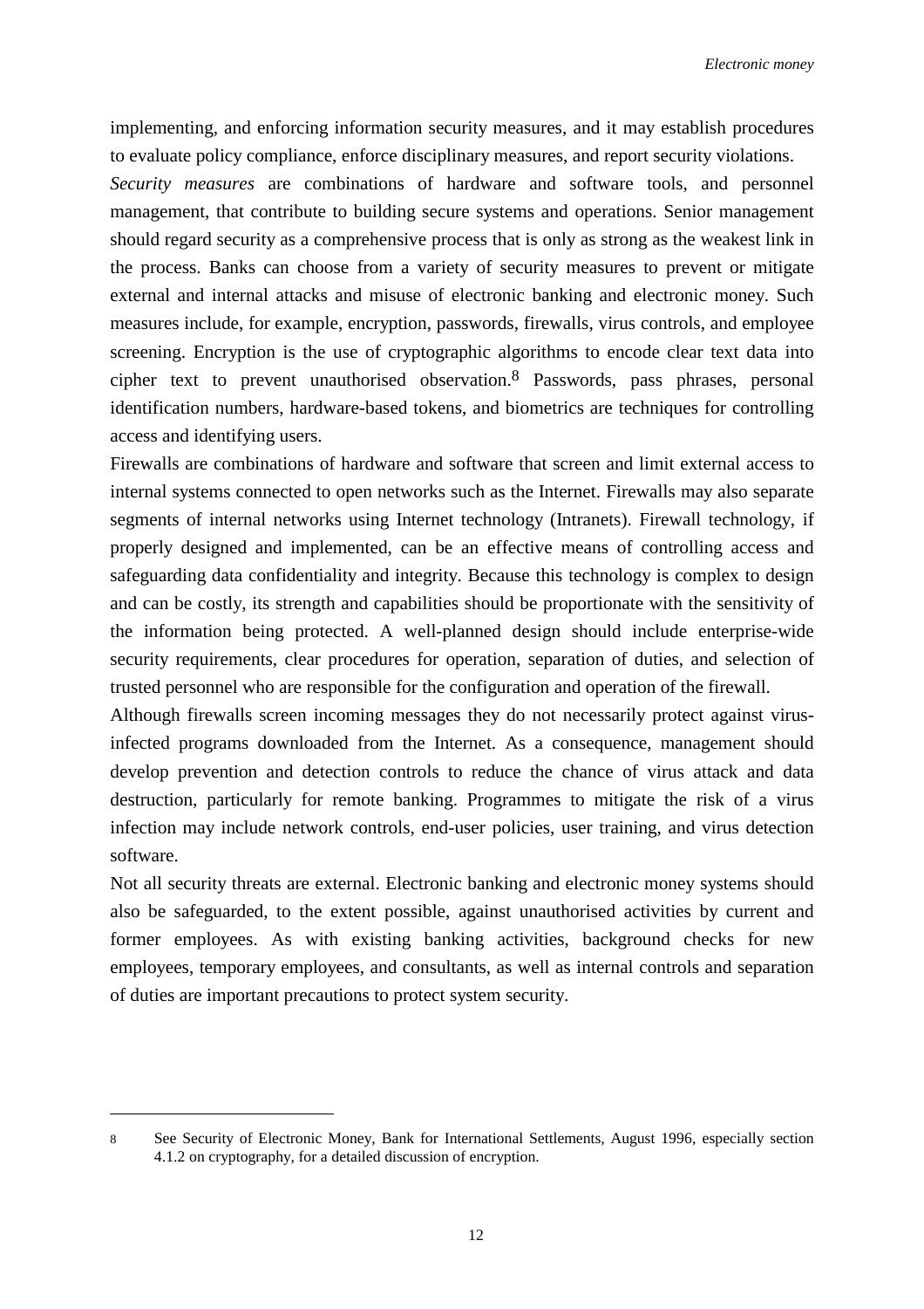implementing, and enforcing information security measures, and it may establish procedures to evaluate policy compliance, enforce disciplinary measures, and report security violations.

*Security measures* are combinations of hardware and software tools, and personnel management, that contribute to building secure systems and operations. Senior management should regard security as a comprehensive process that is only as strong as the weakest link in the process. Banks can choose from a variety of security measures to prevent or mitigate external and internal attacks and misuse of electronic banking and electronic money. Such measures include, for example, encryption, passwords, firewalls, virus controls, and employee screening. Encryption is the use of cryptographic algorithms to encode clear text data into cipher text to prevent unauthorised observation.[8] Passwords, pass phrases, personal identification numbers, hardware-based tokens, and biometrics are techniques for controlling access and identifying users.

Firewalls are combinations of hardware and software that screen and limit external access to internal systems connected to open networks such as the Internet. Firewalls may also separate segments of internal networks using Internet technology (Intranets). Firewall technology, if properly designed and implemented, can be an effective means of controlling access and safeguarding data confidentiality and integrity. Because this technology is complex to design and can be costly, its strength and capabilities should be proportionate with the sensitivity of the information being protected. A well-planned design should include enterprise-wide security requirements, clear procedures for operation, separation of duties, and selection of trusted personnel who are responsible for the configuration and operation of the firewall.

Although firewalls screen incoming messages they do not necessarily protect against virus-infected programs downloaded from the Internet. As a consequence, management should develop prevention and detection controls to reduce the chance of virus attack and data destruction, particularly for remote banking. Programmes to mitigate the risk of a virus infection may include network controls, end-user policies, user training, and virus detection software.

Not all security threats are external. Electronic banking and electronic money systems should also be safeguarded, to the extent possible, against unauthorised activities by current and former employees. As with existing banking activities, background checks for new employees, temporary employees, and consultants, as well as internal controls and separation of duties are important precautions to protect system security.

---

[8] See Security of Electronic Money, Bank for International Settlements, August 1996, especially section 4.1.2 on cryptography, for a detailed discussion of encryption.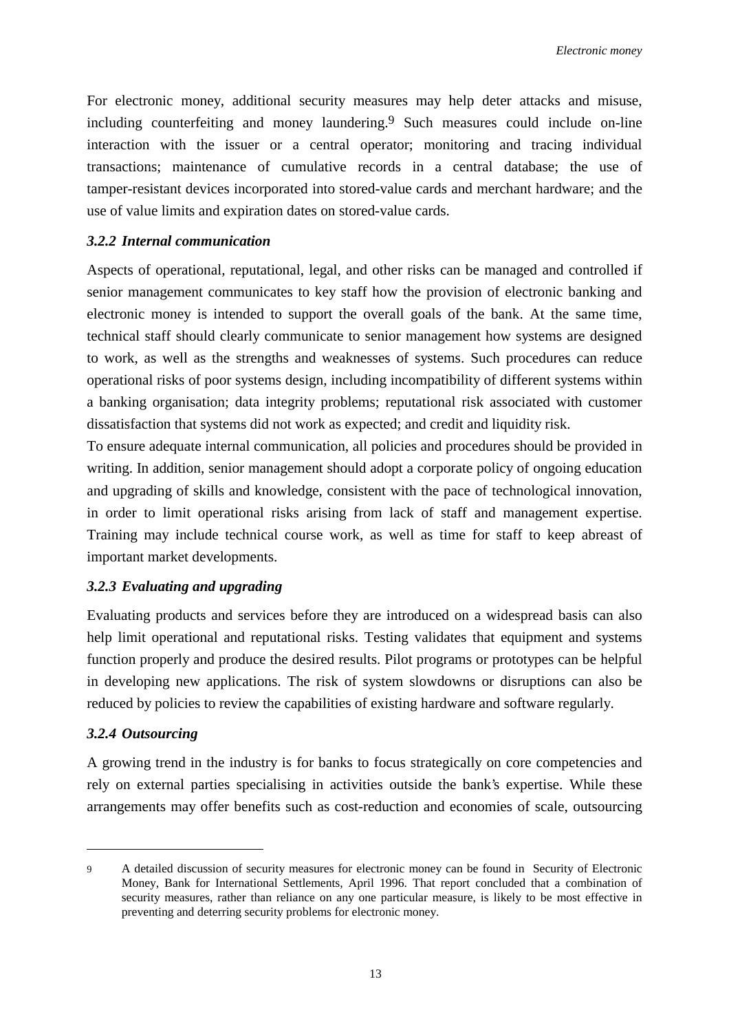For electronic money, additional security measures may help deter attacks and misuse, including counterfeiting and money laundering.[9] Such measures could include on-line interaction with the issuer or a central operator; monitoring and tracing individual transactions; maintenance of cumulative records in a central database; the use of tamper-resistant devices incorporated into stored-value cards and merchant hardware; and the use of value limits and expiration dates on stored-value cards.

### *3.2.2 Internal communication*

Aspects of operational, reputational, legal, and other risks can be managed and controlled if senior management communicates to key staff how the provision of electronic banking and electronic money is intended to support the overall goals of the bank. At the same time, technical staff should clearly communicate to senior management how systems are designed to work, as well as the strengths and weaknesses of systems. Such procedures can reduce operational risks of poor systems design, including incompatibility of different systems within a banking organisation; data integrity problems; reputational risk associated with customer dissatisfaction that systems did not work as expected; and credit and liquidity risk.

To ensure adequate internal communication, all policies and procedures should be provided in writing. In addition, senior management should adopt a corporate policy of ongoing education and upgrading of skills and knowledge, consistent with the pace of technological innovation, in order to limit operational risks arising from lack of staff and management expertise. Training may include technical course work, as well as time for staff to keep abreast of important market developments.

### *3.2.3 Evaluating and upgrading*

Evaluating products and services before they are introduced on a widespread basis can also help limit operational and reputational risks. Testing validates that equipment and systems function properly and produce the desired results. Pilot programs or prototypes can be helpful in developing new applications. The risk of system slowdowns or disruptions can also be reduced by policies to review the capabilities of existing hardware and software regularly.

### *3.2.4 Outsourcing*

A growing trend in the industry is for banks to focus strategically on core competencies and rely on external parties specialising in activities outside the bank's expertise. While these arrangements may offer benefits such as cost-reduction and economies of scale, outsourcing

---

[9] A detailed discussion of security measures for electronic money can be found in Security of Electronic Money, Bank for International Settlements, April 1996. That report concluded that a combination of security measures, rather than reliance on any one particular measure, is likely to be most effective in preventing and deterring security problems for electronic money.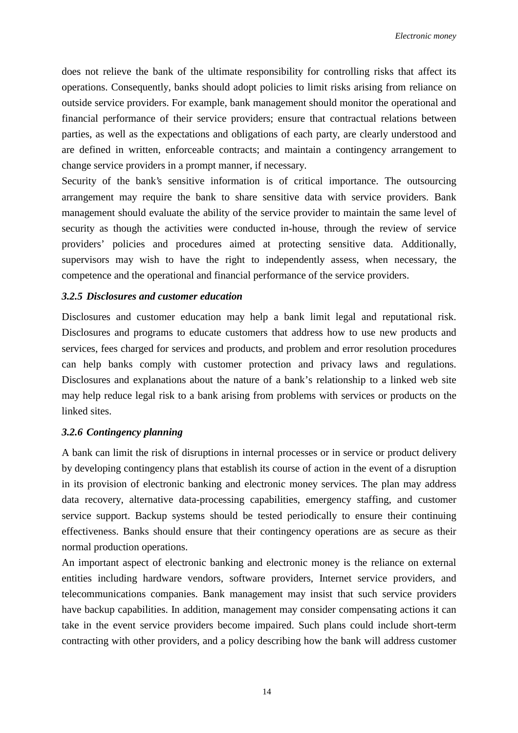does not relieve the bank of the ultimate responsibility for controlling risks that affect its operations. Consequently, banks should adopt policies to limit risks arising from reliance on outside service providers. For example, bank management should monitor the operational and financial performance of their service providers; ensure that contractual relations between parties, as well as the expectations and obligations of each party, are clearly understood and are defined in written, enforceable contracts; and maintain a contingency arrangement to change service providers in a prompt manner, if necessary.

Security of the bank's sensitive information is of critical importance. The outsourcing arrangement may require the bank to share sensitive data with service providers. Bank management should evaluate the ability of the service provider to maintain the same level of security as though the activities were conducted in-house, through the review of service providers' policies and procedures aimed at protecting sensitive data. Additionally, supervisors may wish to have the right to independently assess, when necessary, the competence and the operational and financial performance of the service providers.

#### *3.2.5 Disclosures and customer education*

Disclosures and customer education may help a bank limit legal and reputational risk. Disclosures and programs to educate customers that address how to use new products and services, fees charged for services and products, and problem and error resolution procedures can help banks comply with customer protection and privacy laws and regulations. Disclosures and explanations about the nature of a bank's relationship to a linked web site may help reduce legal risk to a bank arising from problems with services or products on the linked sites.

#### *3.2.6 Contingency planning*

A bank can limit the risk of disruptions in internal processes or in service or product delivery by developing contingency plans that establish its course of action in the event of a disruption in its provision of electronic banking and electronic money services. The plan may address data recovery, alternative data-processing capabilities, emergency staffing, and customer service support. Backup systems should be tested periodically to ensure their continuing effectiveness. Banks should ensure that their contingency operations are as secure as their normal production operations.

An important aspect of electronic banking and electronic money is the reliance on external entities including hardware vendors, software providers, Internet service providers, and telecommunications companies. Bank management may insist that such service providers have backup capabilities. In addition, management may consider compensating actions it can take in the event service providers become impaired. Such plans could include short-term contracting with other providers, and a policy describing how the bank will address customer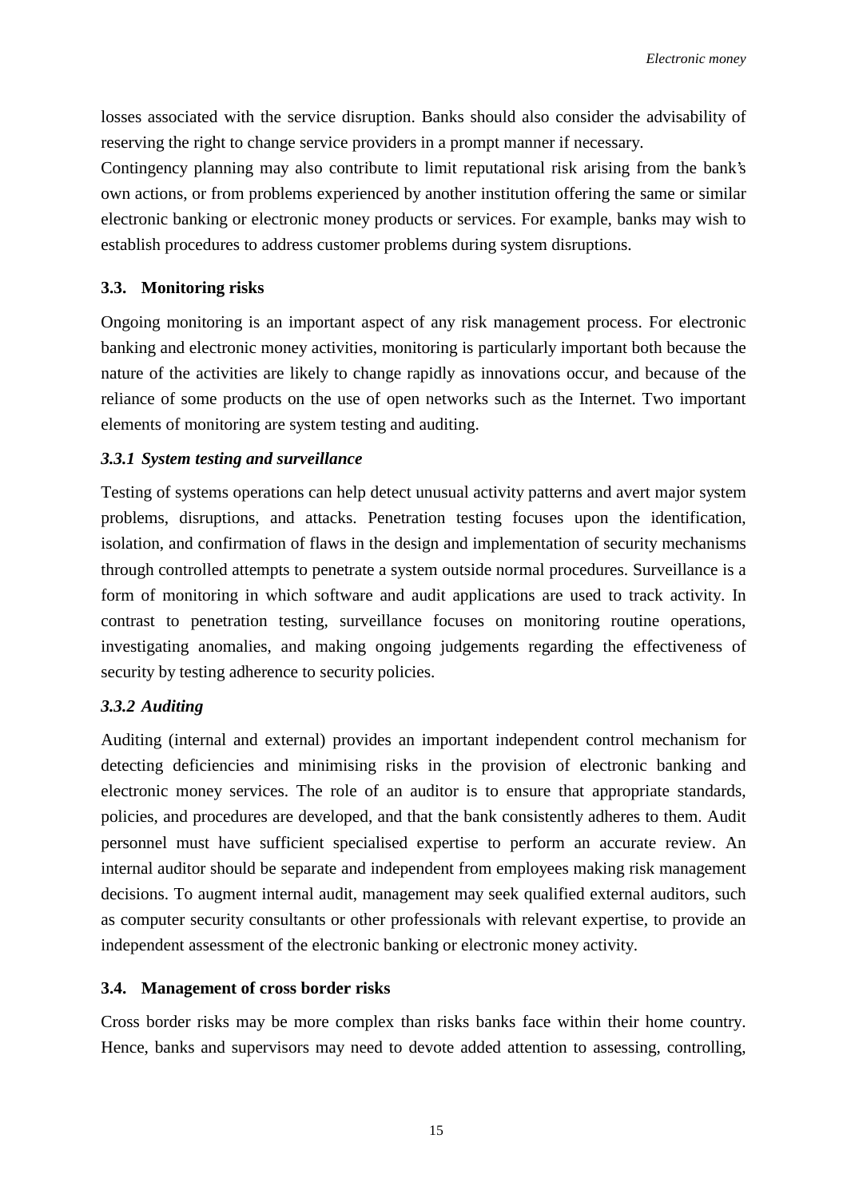losses associated with the service disruption. Banks should also consider the advisability of reserving the right to change service providers in a prompt manner if necessary.

Contingency planning may also contribute to limit reputational risk arising from the bank's own actions, or from problems experienced by another institution offering the same or similar electronic banking or electronic money products or services. For example, banks may wish to establish procedures to address customer problems during system disruptions.

### 3.3. Monitoring risks

Ongoing monitoring is an important aspect of any risk management process. For electronic banking and electronic money activities, monitoring is particularly important both because the nature of the activities are likely to change rapidly as innovations occur, and because of the reliance of some products on the use of open networks such as the Internet. Two important elements of monitoring are system testing and auditing.

#### *3.3.1 System testing and surveillance*

Testing of systems operations can help detect unusual activity patterns and avert major system problems, disruptions, and attacks. Penetration testing focuses upon the identification, isolation, and confirmation of flaws in the design and implementation of security mechanisms through controlled attempts to penetrate a system outside normal procedures. Surveillance is a form of monitoring in which software and audit applications are used to track activity. In contrast to penetration testing, surveillance focuses on monitoring routine operations, investigating anomalies, and making ongoing judgements regarding the effectiveness of security by testing adherence to security policies.

#### *3.3.2 Auditing*

Auditing (internal and external) provides an important independent control mechanism for detecting deficiencies and minimising risks in the provision of electronic banking and electronic money services. The role of an auditor is to ensure that appropriate standards, policies, and procedures are developed, and that the bank consistently adheres to them. Audit personnel must have sufficient specialised expertise to perform an accurate review. An internal auditor should be separate and independent from employees making risk management decisions. To augment internal audit, management may seek qualified external auditors, such as computer security consultants or other professionals with relevant expertise, to provide an independent assessment of the electronic banking or electronic money activity.

### 3.4. Management of cross border risks

Cross border risks may be more complex than risks banks face within their home country. Hence, banks and supervisors may need to devote added attention to assessing, controlling,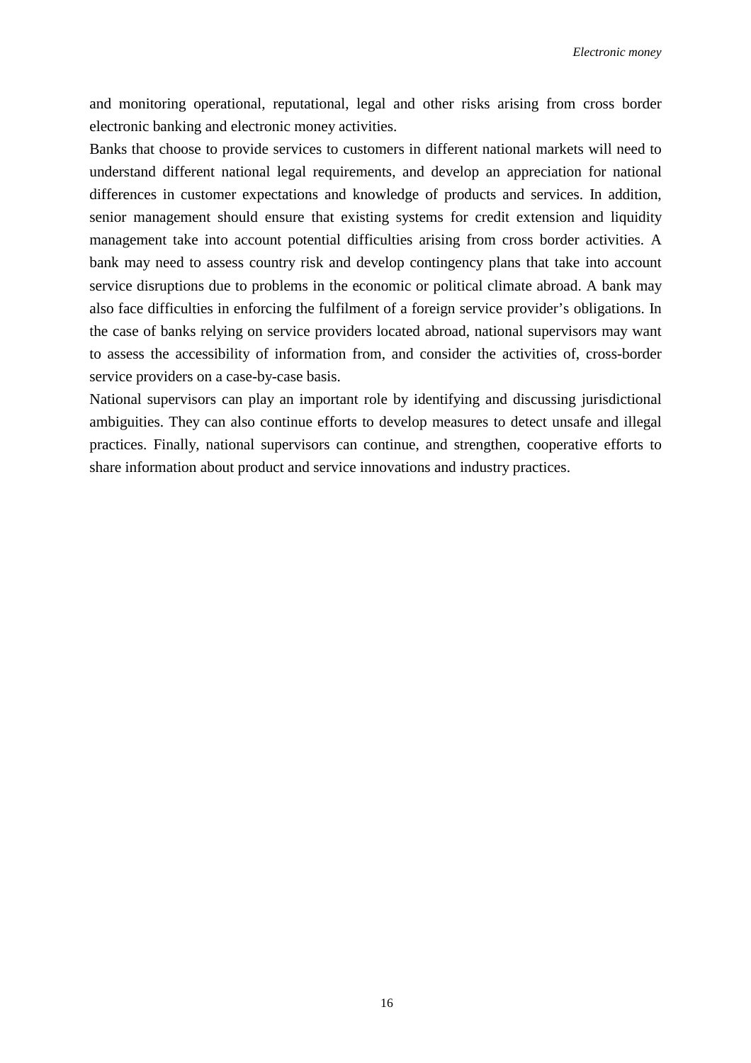and monitoring operational, reputational, legal and other risks arising from cross border electronic banking and electronic money activities.

Banks that choose to provide services to customers in different national markets will need to understand different national legal requirements, and develop an appreciation for national differences in customer expectations and knowledge of products and services. In addition, senior management should ensure that existing systems for credit extension and liquidity management take into account potential difficulties arising from cross border activities. A bank may need to assess country risk and develop contingency plans that take into account service disruptions due to problems in the economic or political climate abroad. A bank may also face difficulties in enforcing the fulfilment of a foreign service provider's obligations. In the case of banks relying on service providers located abroad, national supervisors may want to assess the accessibility of information from, and consider the activities of, cross-border service providers on a case-by-case basis.

National supervisors can play an important role by identifying and discussing jurisdictional ambiguities. They can also continue efforts to develop measures to detect unsafe and illegal practices. Finally, national supervisors can continue, and strengthen, cooperative efforts to share information about product and service innovations and industry practices.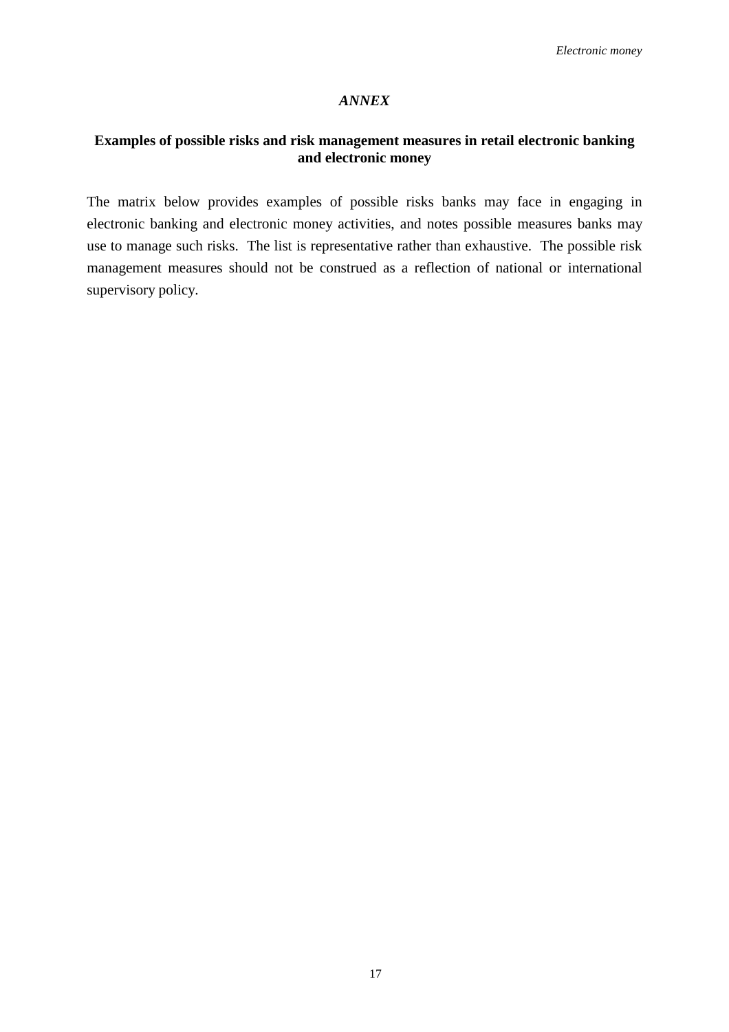## *ANNEX*

### Examples of possible risks and risk management measures in retail electronic banking and electronic money

The matrix below provides examples of possible risks banks may face in engaging in electronic banking and electronic money activities, and notes possible measures banks may use to manage such risks. The list is representative rather than exhaustive. The possible risk management measures should not be construed as a reflection of national or international supervisory policy.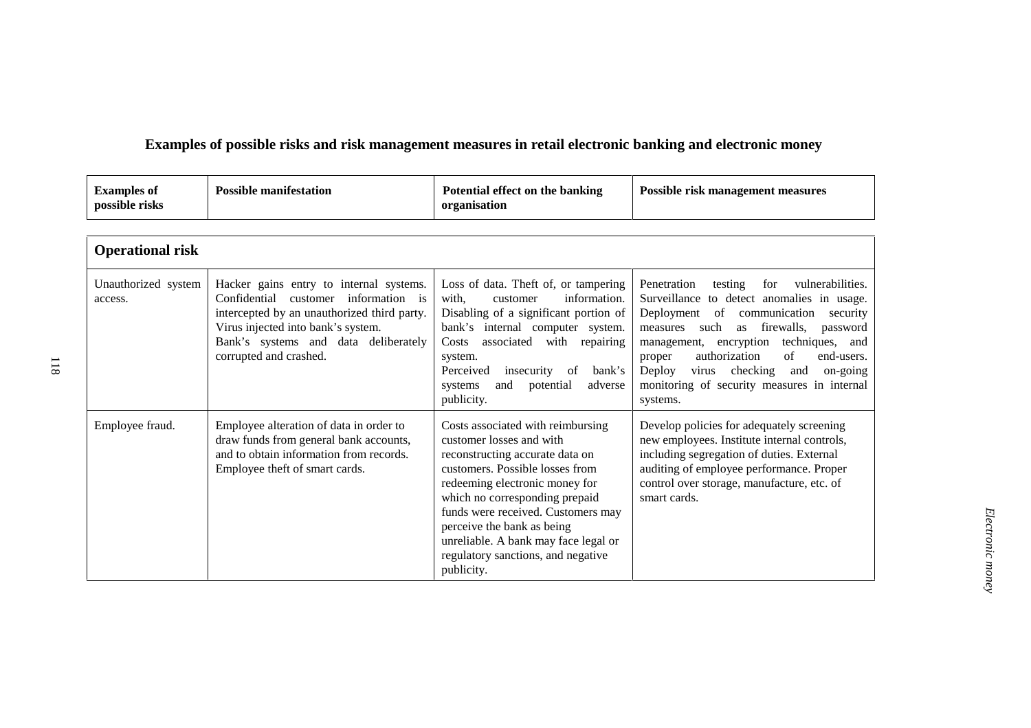**Examples of possible risks and risk management measures in retail electronic banking and electronic money**

| Examples of possible risks | Possible manifestation | Potential effect on the banking organisation | Possible risk management measures |
|---|---|---|---|
| **Operational risk** | | | |
| Unauthorized system access. | Hacker gains entry to internal systems. Confidential customer information is intercepted by an unauthorized third party. Virus injected into bank's system. Bank's systems and data deliberately corrupted and crashed. | Loss of data. Theft of, or tampering with, customer information. Disabling of a significant portion of bank's internal computer system. Costs associated with repairing system. Perceived insecurity of bank's systems and potential adverse publicity. | Penetration testing for vulnerabilities. Surveillance to detect anomalies in usage. Deployment of communication security measures such as firewalls, password management, encryption techniques, and proper authorization of end-users. Deploy virus checking and on-going monitoring of security measures in internal systems. |
| Employee fraud. | Employee alteration of data in order to draw funds from general bank accounts, and to obtain information from records. Employee theft of smart cards. | Costs associated with reimbursing customer losses and with reconstructing accurate data on customers. Possible losses from redeeming electronic money for which no corresponding prepaid funds were received. Customers may perceive the bank as being unreliable. A bank may face legal or regulatory sanctions, and negative publicity. | Develop policies for adequately screening new employees. Institute internal controls, including segregation of duties. External auditing of employee performance. Proper control over storage, manufacture, etc. of smart cards. |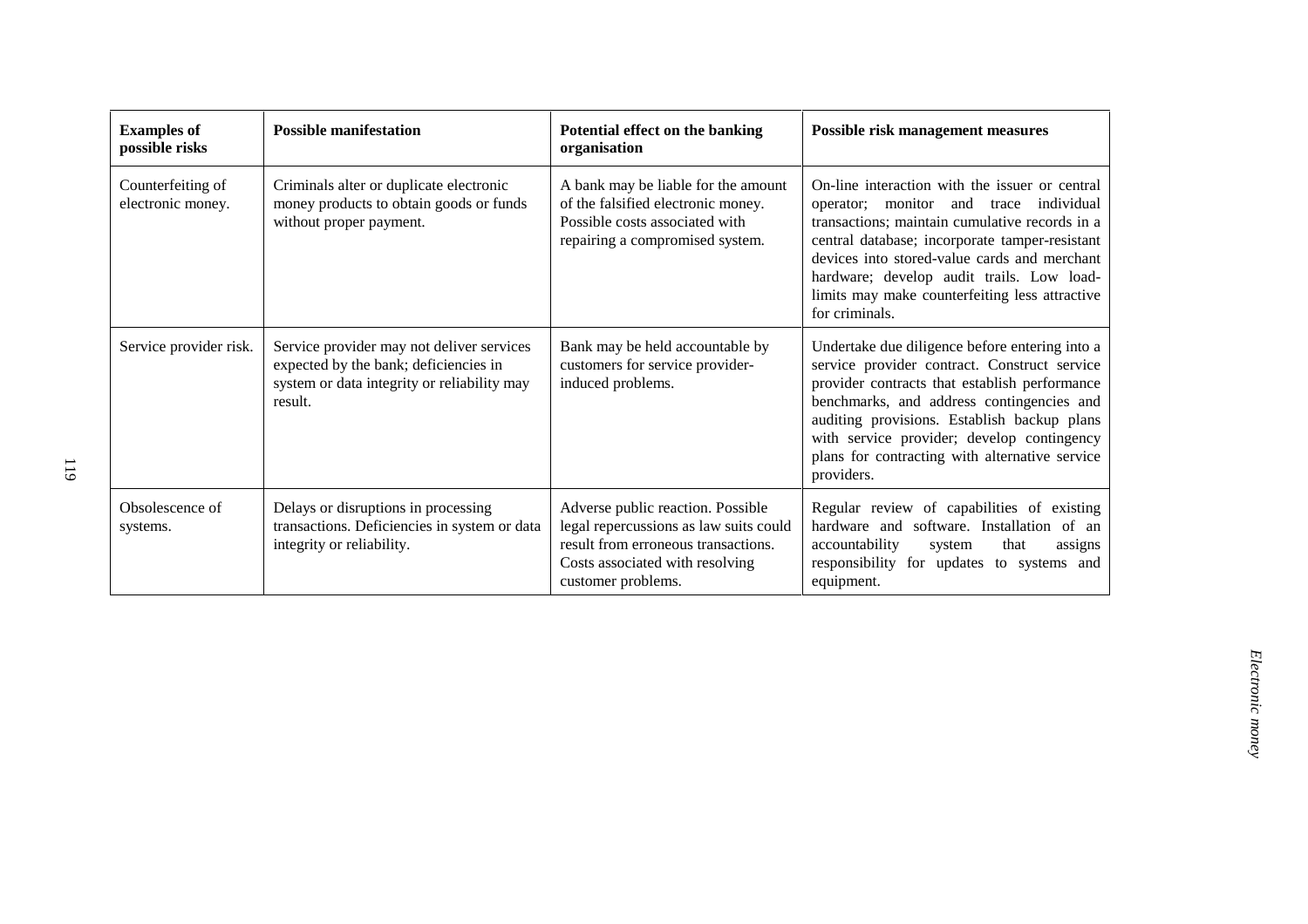| Examples of possible risks | Possible manifestation | Potential effect on the banking organisation | Possible risk management measures |
|---|---|---|---|
| Counterfeiting of electronic money. | Criminals alter or duplicate electronic money products to obtain goods or funds without proper payment. | A bank may be liable for the amount of the falsified electronic money. Possible costs associated with repairing a compromised system. | On-line interaction with the issuer or central operator; monitor and trace individual transactions; maintain cumulative records in a central database; incorporate tamper-resistant devices into stored-value cards and merchant hardware; develop audit trails. Low load-limits may make counterfeiting less attractive for criminals. |
| Service provider risk. | Service provider may not deliver services expected by the bank; deficiencies in system or data integrity or reliability may result. | Bank may be held accountable by customers for service provider-induced problems. | Undertake due diligence before entering into a service provider contract. Construct service provider contracts that establish performance benchmarks, and address contingencies and auditing provisions. Establish backup plans with service provider; develop contingency plans for contracting with alternative service providers. |
| Obsolescence of systems. | Delays or disruptions in processing transactions. Deficiencies in system or data integrity or reliability. | Adverse public reaction. Possible legal repercussions as law suits could result from erroneous transactions. Costs associated with resolving customer problems. | Regular review of capabilities of existing hardware and software. Installation of an accountability system that assigns responsibility for updates to systems and equipment. |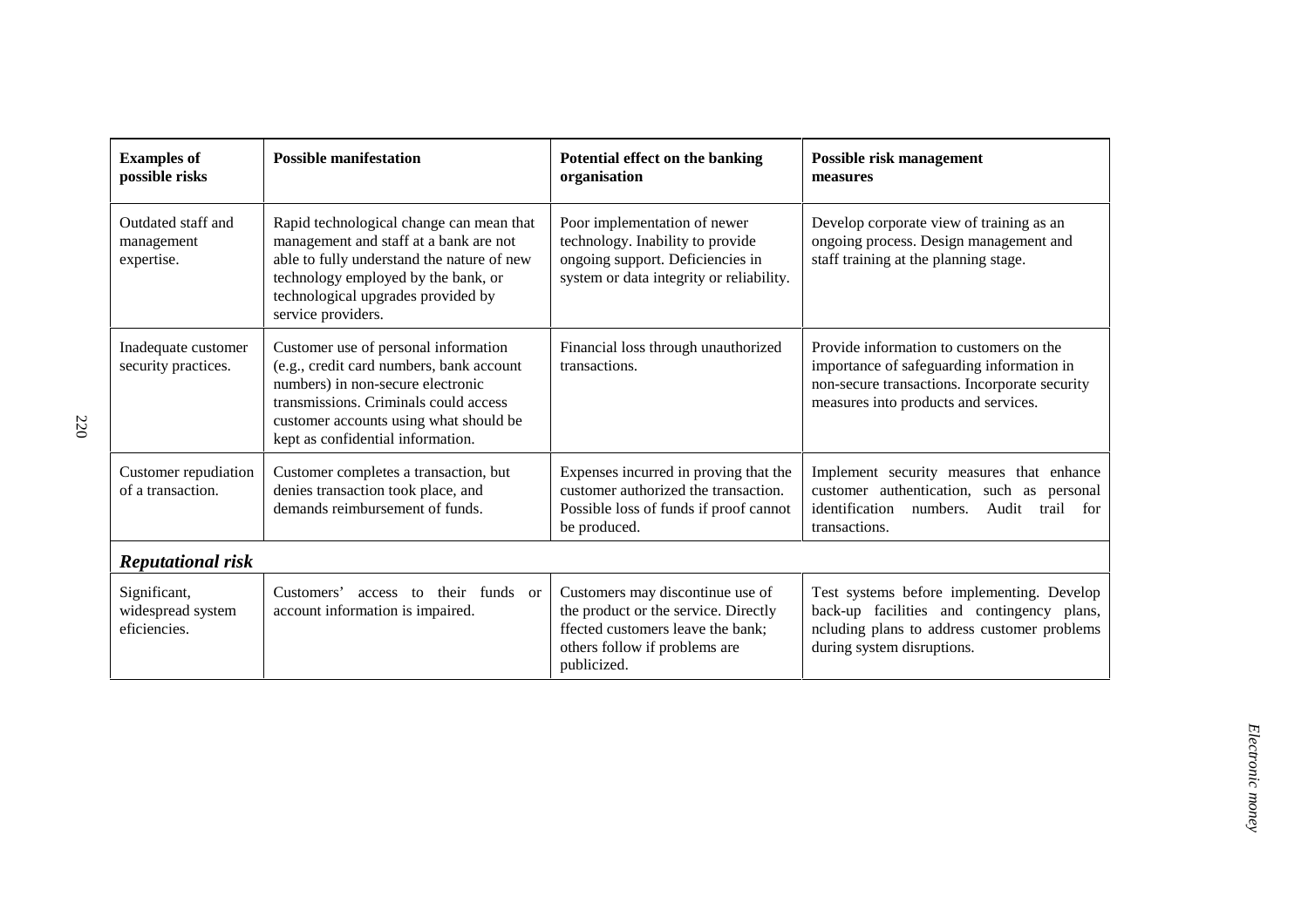| Examples of possible risks | Possible manifestation | Potential effect on the banking organisation | Possible risk management measures |
|---|---|---|---|
| Outdated staff and management expertise. | Rapid technological change can mean that management and staff at a bank are not able to fully understand the nature of new technology employed by the bank, or technological upgrades provided by service providers. | Poor implementation of newer technology. Inability to provide ongoing support. Deficiencies in system or data integrity or reliability. | Develop corporate view of training as an ongoing process. Design management and staff training at the planning stage. |
| Inadequate customer security practices. | Customer use of personal information (e.g., credit card numbers, bank account numbers) in non-secure electronic transmissions. Criminals could access customer accounts using what should be kept as confidential information. | Financial loss through unauthorized transactions. | Provide information to customers on the importance of safeguarding information in non-secure transactions. Incorporate security measures into products and services. |
| Customer repudiation of a transaction. | Customer completes a transaction, but denies transaction took place, and demands reimbursement of funds. | Expenses incurred in proving that the customer authorized the transaction. Possible loss of funds if proof cannot be produced. | Implement security measures that enhance customer authentication, such as personal identification numbers. Audit trail for transactions. |
| ***Reputational risk*** | | | |
| Significant, widespread system eficiencies. | Customers' access to their funds or account information is impaired. | Customers may discontinue use of the product or the service. Directly ffected customers leave the bank; others follow if problems are publicized. | Test systems before implementing. Develop back-up facilities and contingency plans, ncluding plans to address customer problems during system disruptions. |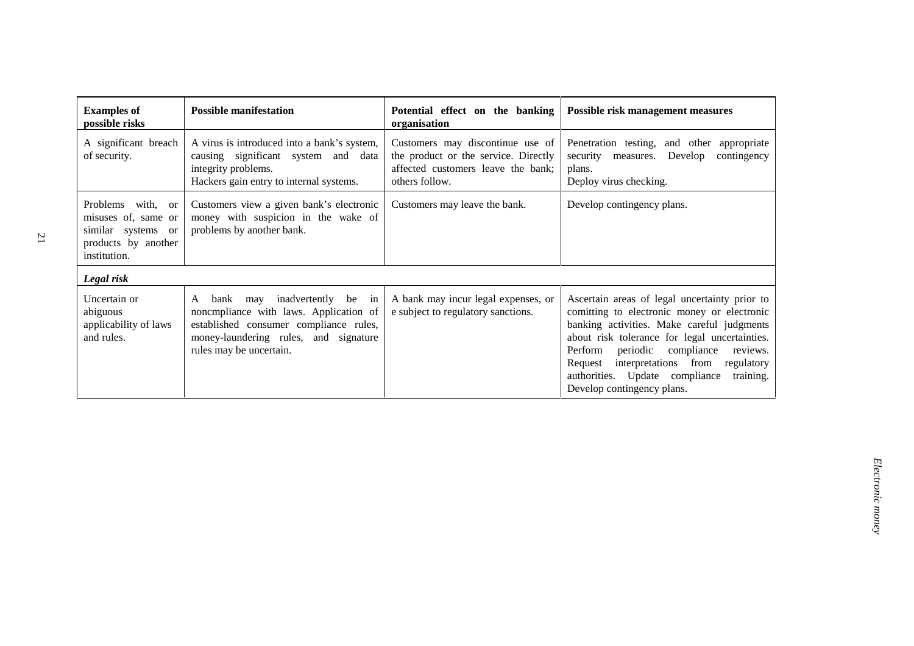| Examples of possible risks | Possible manifestation | Potential effect on the banking organisation | Possible risk management measures |
|---|---|---|---|
| A significant breach of security. | A virus is introduced into a bank's system, causing significant system and data integrity problems.<br>Hackers gain entry to internal systems. | Customers may discontinue use of the product or the service. Directly affected customers leave the bank; others follow. | Penetration testing, and other appropriate security measures. Develop contingency plans.<br>Deploy virus checking. |
| Problems with, or misuses of, same or similar systems or products by another institution. | Customers view a given bank's electronic money with suspicion in the wake of problems by another bank. | Customers may leave the bank. | Develop contingency plans. |
| ***Legal risk*** | | | |
| Uncertain or abiguous applicability of laws and rules. | A bank may inadvertently be in noncmpliance with laws. Application of established consumer compliance rules, money-laundering rules, and signature rules may be uncertain. | A bank may incur legal expenses, or e subject to regulatory sanctions. | Ascertain areas of legal uncertainty prior to comitting to electronic money or electronic banking activities. Make careful judgments about risk tolerance for legal uncertainties. Perform periodic compliance reviews. Request interpretations from regulatory authorities. Update compliance training. Develop contingency plans. |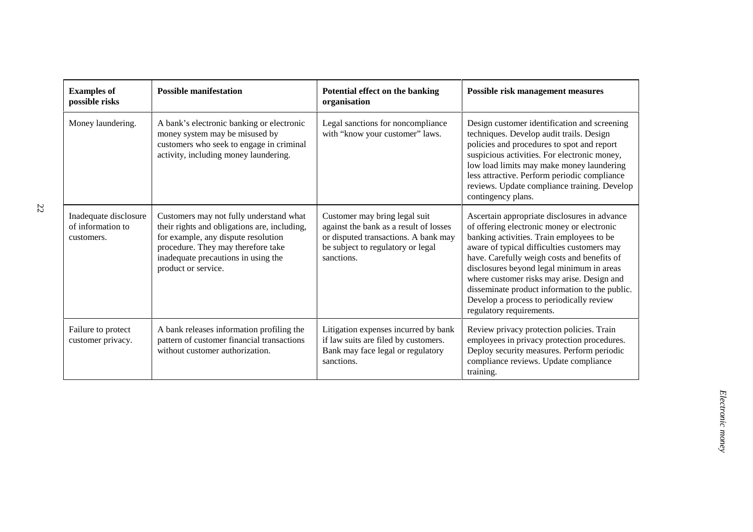| Examples of possible risks | Possible manifestation | Potential effect on the banking organisation | Possible risk management measures |
|---|---|---|---|
| Money laundering. | A bank's electronic banking or electronic money system may be misused by customers who seek to engage in criminal activity, including money laundering. | Legal sanctions for noncompliance with "know your customer" laws. | Design customer identification and screening techniques. Develop audit trails. Design policies and procedures to spot and report suspicious activities. For electronic money, low load limits may make money laundering less attractive. Perform periodic compliance reviews. Update compliance training. Develop contingency plans. |
| Inadequate disclosure of information to customers. | Customers may not fully understand what their rights and obligations are, including, for example, any dispute resolution procedure. They may therefore take inadequate precautions in using the product or service. | Customer may bring legal suit against the bank as a result of losses or disputed transactions. A bank may be subject to regulatory or legal sanctions. | Ascertain appropriate disclosures in advance of offering electronic money or electronic banking activities. Train employees to be aware of typical difficulties customers may have. Carefully weigh costs and benefits of disclosures beyond legal minimum in areas where customer risks may arise. Design and disseminate product information to the public. Develop a process to periodically review regulatory requirements. |
| Failure to protect customer privacy. | A bank releases information profiling the pattern of customer financial transactions without customer authorization. | Litigation expenses incurred by bank if law suits are filed by customers. Bank may face legal or regulatory sanctions. | Review privacy protection policies. Train employees in privacy protection procedures. Deploy security measures. Perform periodic compliance reviews. Update compliance training. |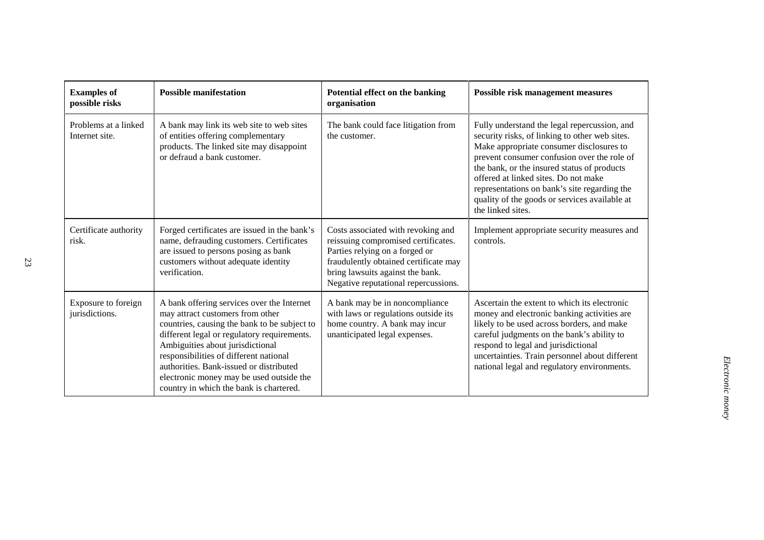| Examples of possible risks | Possible manifestation | Potential effect on the banking organisation | Possible risk management measures |
|---|---|---|---|
| Problems at a linked Internet site. | A bank may link its web site to web sites of entities offering complementary products. The linked site may disappoint or defraud a bank customer. | The bank could face litigation from the customer. | Fully understand the legal repercussion, and security risks, of linking to other web sites. Make appropriate consumer disclosures to prevent consumer confusion over the role of the bank, or the insured status of products offered at linked sites. Do not make representations on bank's site regarding the quality of the goods or services available at the linked sites. |
| Certificate authority risk. | Forged certificates are issued in the bank's name, defrauding customers. Certificates are issued to persons posing as bank customers without adequate identity verification. | Costs associated with revoking and reissuing compromised certificates. Parties relying on a forged or fraudulently obtained certificate may bring lawsuits against the bank. Negative reputational repercussions. | Implement appropriate security measures and controls. |
| Exposure to foreign jurisdictions. | A bank offering services over the Internet may attract customers from other countries, causing the bank to be subject to different legal or regulatory requirements. Ambiguities about jurisdictional responsibilities of different national authorities. Bank-issued or distributed electronic money may be used outside the country in which the bank is chartered. | A bank may be in noncompliance with laws or regulations outside its home country. A bank may incur unanticipated legal expenses. | Ascertain the extent to which its electronic money and electronic banking activities are likely to be used across borders, and make careful judgments on the bank's ability to respond to legal and jurisdictional uncertainties. Train personnel about different national legal and regulatory environments. |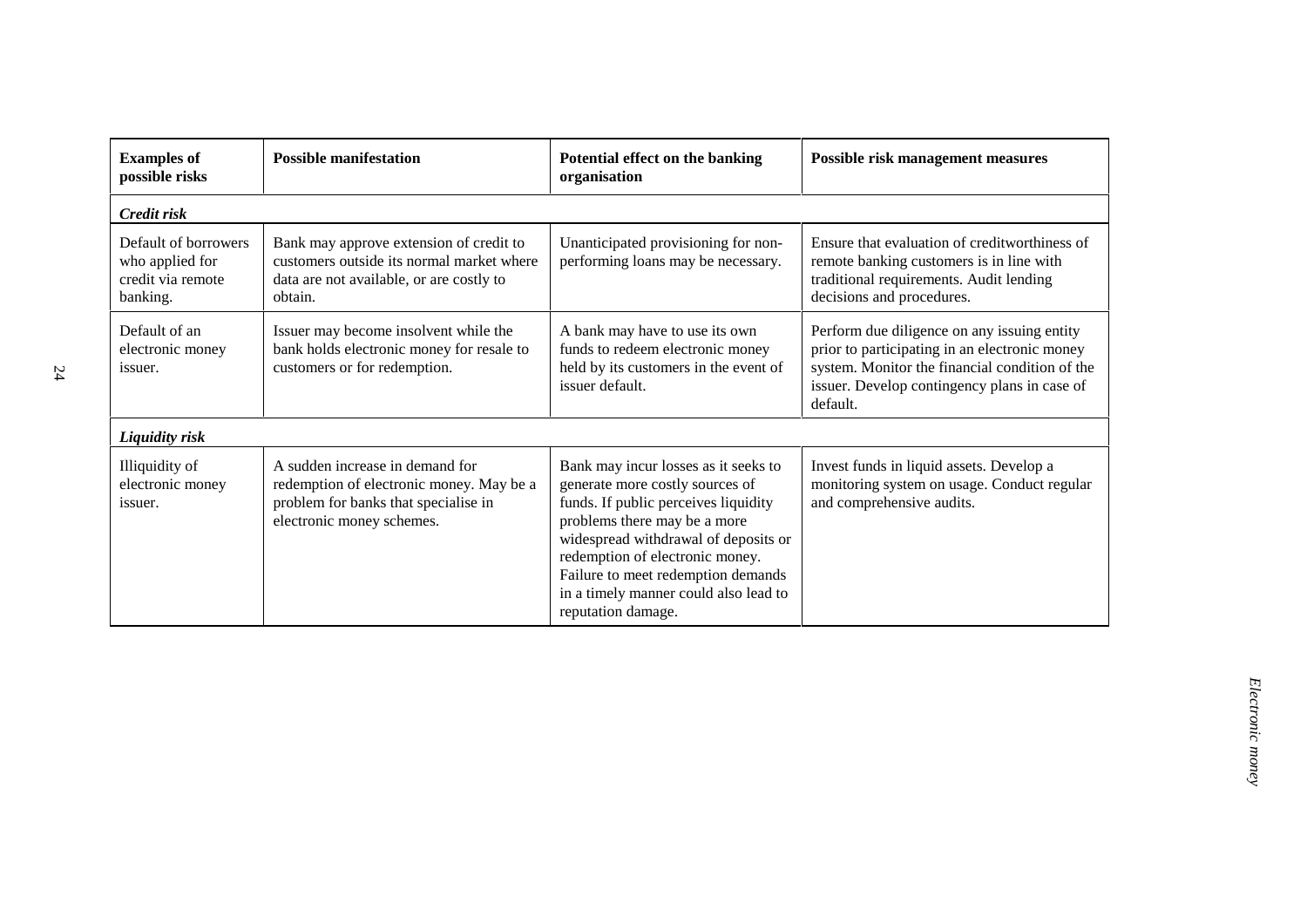| Examples of possible risks | Possible manifestation | Potential effect on the banking organisation | Possible risk management measures |
|---|---|---|---|
| ***Credit risk*** | | | |
| Default of borrowers who applied for credit via remote banking. | Bank may approve extension of credit to customers outside its normal market where data are not available, or are costly to obtain. | Unanticipated provisioning for non-performing loans may be necessary. | Ensure that evaluation of creditworthiness of remote banking customers is in line with traditional requirements. Audit lending decisions and procedures. |
| Default of an electronic money issuer. | Issuer may become insolvent while the bank holds electronic money for resale to customers or for redemption. | A bank may have to use its own funds to redeem electronic money held by its customers in the event of issuer default. | Perform due diligence on any issuing entity prior to participating in an electronic money system. Monitor the financial condition of the issuer. Develop contingency plans in case of default. |
| ***Liquidity risk*** | | | |
| Illiquidity of electronic money issuer. | A sudden increase in demand for redemption of electronic money. May be a problem for banks that specialise in electronic money schemes. | Bank may incur losses as it seeks to generate more costly sources of funds. If public perceives liquidity problems there may be a more widespread withdrawal of deposits or redemption of electronic money. Failure to meet redemption demands in a timely manner could also lead to reputation damage. | Invest funds in liquid assets. Develop a monitoring system on usage. Conduct regular and comprehensive audits. |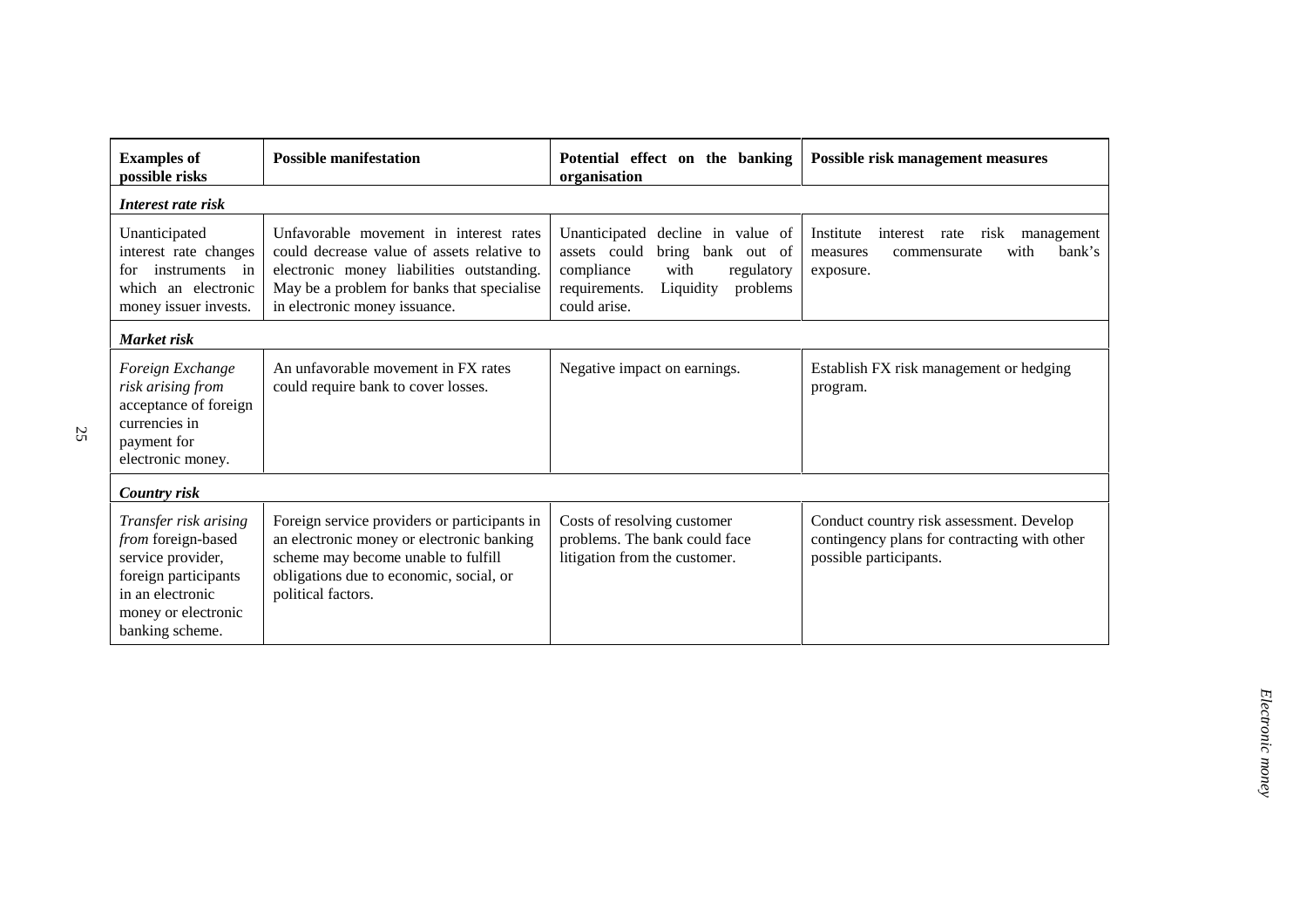| Examples of possible risks | Possible manifestation | Potential effect on the banking organisation | Possible risk management measures |
|---|---|---|---|
| ***Interest rate risk*** | | | |
| Unanticipated interest rate changes for instruments in which an electronic money issuer invests. | Unfavorable movement in interest rates could decrease value of assets relative to electronic money liabilities outstanding. May be a problem for banks that specialise in electronic money issuance. | Unanticipated decline in value of assets could bring bank out of compliance with regulatory requirements. Liquidity problems could arise. | Institute interest rate risk management measures commensurate with bank's exposure. |
| ***Market risk*** | | | |
| *Foreign Exchange risk arising from* acceptance of foreign currencies in payment for electronic money. | An unfavorable movement in FX rates could require bank to cover losses. | Negative impact on earnings. | Establish FX risk management or hedging program. |
| ***Country risk*** | | | |
| *Transfer risk arising from* foreign-based service provider, foreign participants in an electronic money or electronic banking scheme. | Foreign service providers or participants in an electronic money or electronic banking scheme may become unable to fulfill obligations due to economic, social, or political factors. | Costs of resolving customer problems. The bank could face litigation from the customer. | Conduct country risk assessment. Develop contingency plans for contracting with other possible participants. |